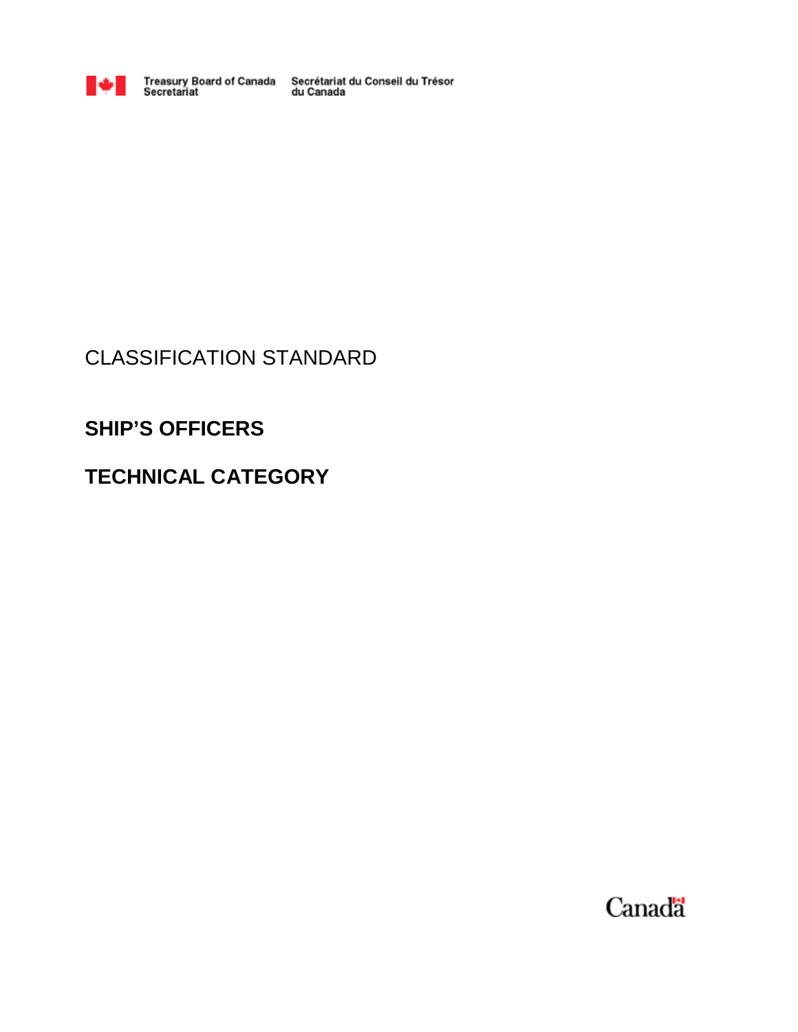Treasury Board of Canada Secretariat | Secrétariat du Conseil du Trésor du Canada

CLASSIFICATION STANDARD

# SHIP'S OFFICERS

# TECHNICAL CATEGORY

Canada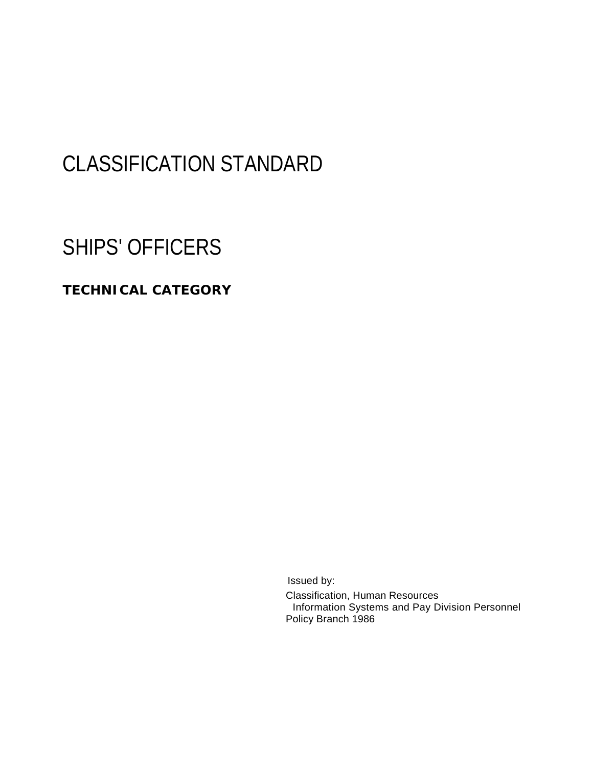# CLASSIFICATION STANDARD

# SHIPS' OFFICERS

**TECHNICAL CATEGORY**

Issued by:

Classification, Human Resources
Information Systems and Pay Division Personnel
Policy Branch 1986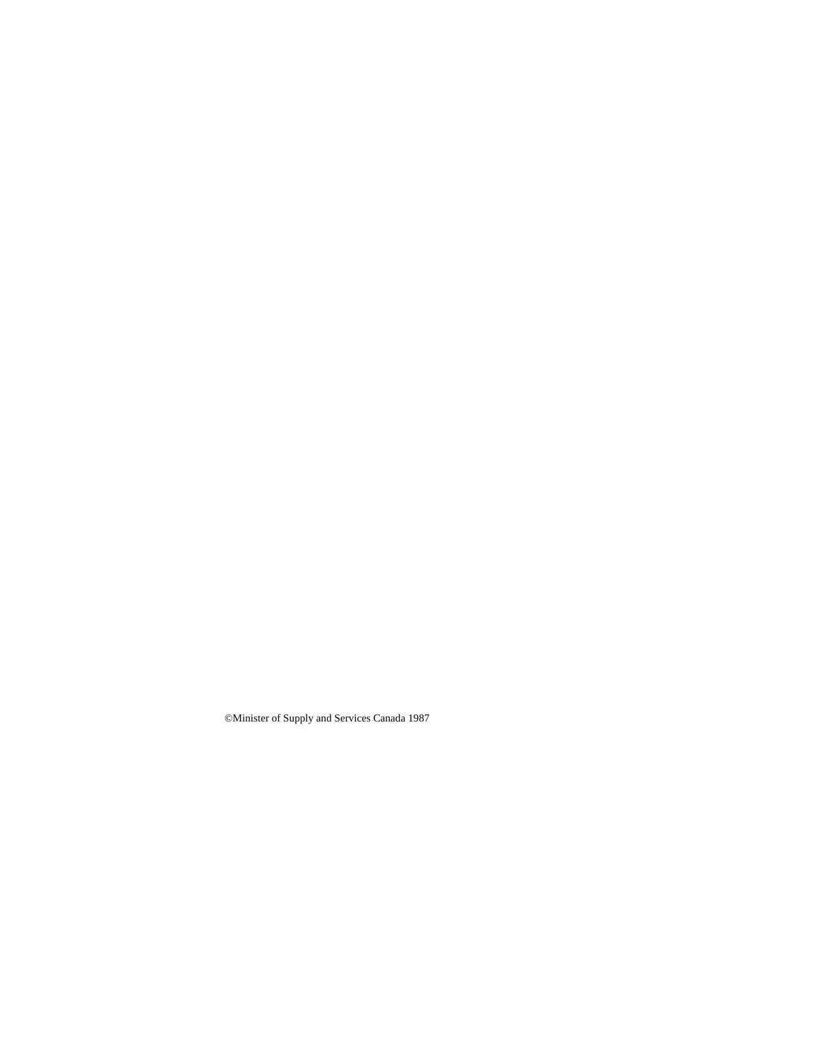©Minister of Supply and Services Canada 1987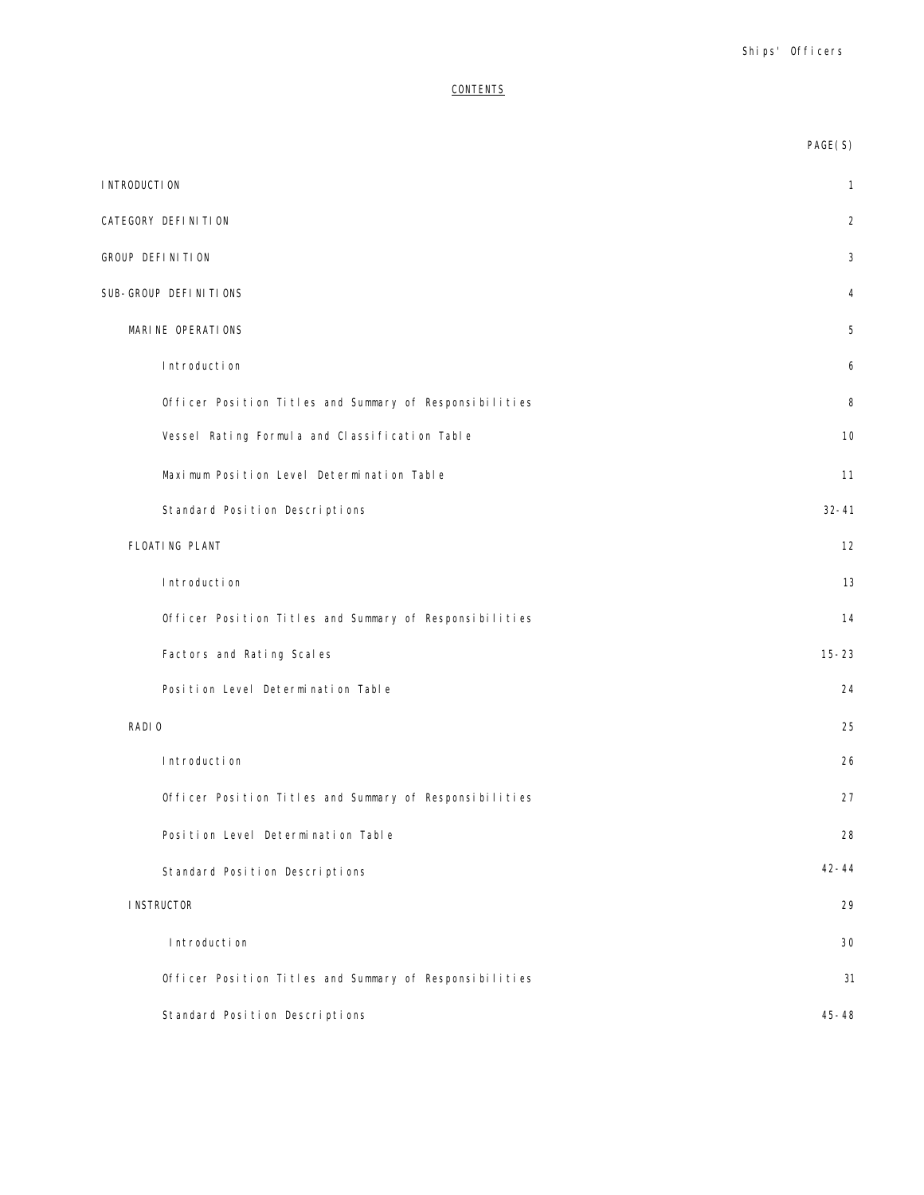## CONTENTS

| | PAGE(S) |
|---|---|
| INTRODUCTION | 1 |
| CATEGORY DEFINITION | 2 |
| GROUP DEFINITION | 3 |
| SUB-GROUP DEFINITIONS | 4 |
| MARINE OPERATIONS | 5 |
| Introduction | 6 |
| Officer Position Titles and Summary of Responsibilities | 8 |
| Vessel Rating Formula and Classification Table | 10 |
| Maximum Position Level Determination Table | 11 |
| Standard Position Descriptions | 32-41 |
| FLOATING PLANT | 12 |
| Introduction | 13 |
| Officer Position Titles and Summary of Responsibilities | 14 |
| Factors and Rating Scales | 15-23 |
| Position Level Determination Table | 24 |
| RADIO | 25 |
| Introduction | 26 |
| Officer Position Titles and Summary of Responsibilities | 27 |
| Position Level Determination Table | 28 |
| Standard Position Descriptions | 42-44 |
| INSTRUCTOR | 29 |
| Introduction | 30 |
| Officer Position Titles and Summary of Responsibilities | 31 |
| Standard Position Descriptions | 45-48 |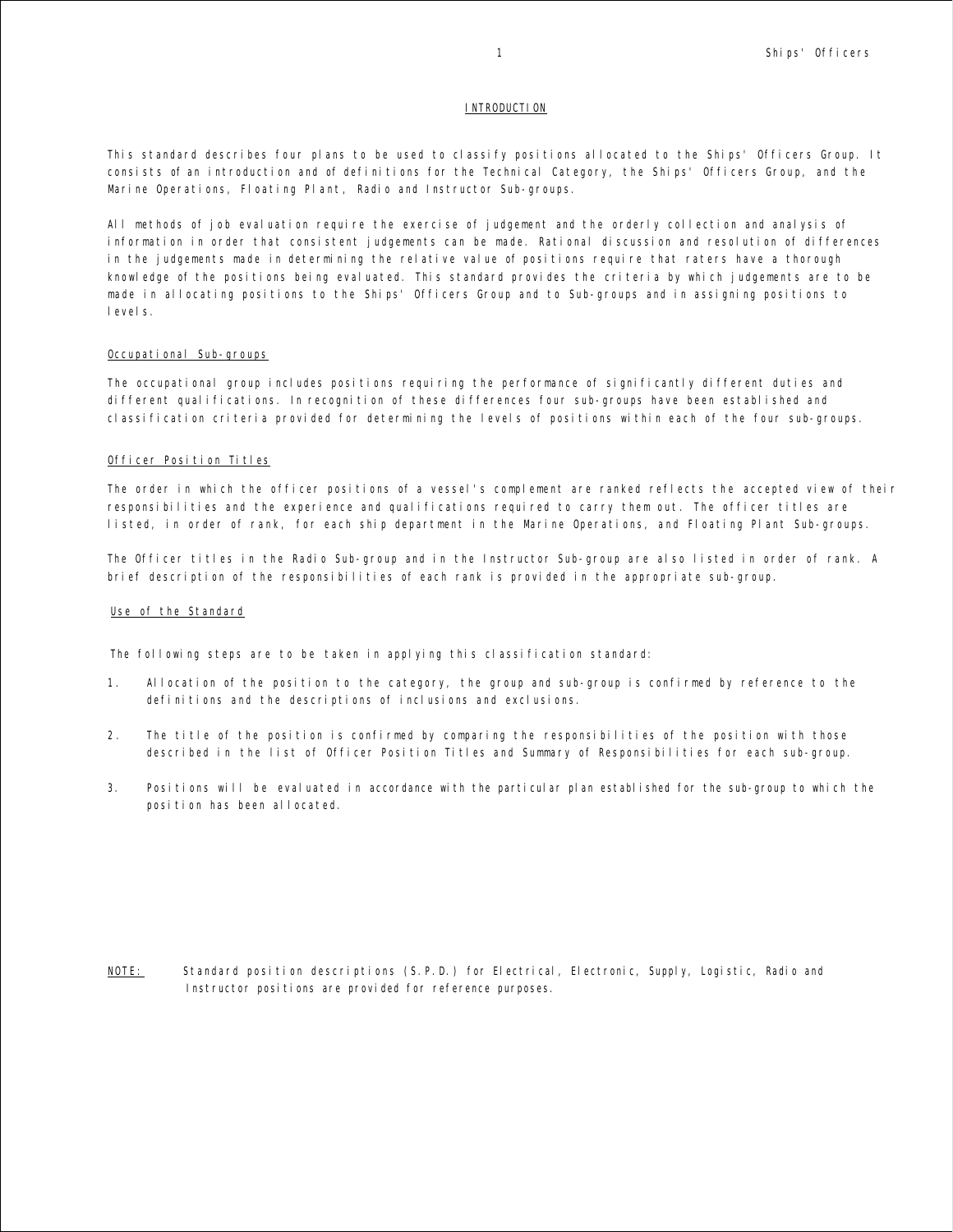## INTRODUCTION

This standard describes four plans to be used to classify positions allocated to the Ships' Officers Group. It consists of an introduction and of definitions for the Technical Category, the Ships' Officers Group, and the Marine Operations, Floating Plant, Radio and Instructor Sub-groups.

All methods of job evaluation require the exercise of judgement and the orderly collection and analysis of information in order that consistent judgements can be made. Rational discussion and resolution of differences in the judgements made in determining the relative value of positions require that raters have a thorough knowledge of the positions being evaluated. This standard provides the criteria by which judgements are to be made in allocating positions to the Ships' Officers Group and to Sub-groups and in assigning positions to levels.

### Occupational Sub-groups

The occupational group includes positions requiring the performance of significantly different duties and different qualifications. In recognition of these differences four sub-groups have been established and classification criteria provided for determining the levels of positions within each of the four sub-groups.

### Officer Position Titles

The order in which the officer positions of a vessel's complement are ranked reflects the accepted view of their responsibilities and the experience and qualifications required to carry them out. The officer titles are listed, in order of rank, for each ship department in the Marine Operations, and Floating Plant Sub-groups.

The Officer titles in the Radio Sub-group and in the Instructor Sub-group are also listed in order of rank. A brief description of the responsibilities of each rank is provided in the appropriate sub-group.

### Use of the Standard

The following steps are to be taken in applying this classification standard:

1. Allocation of the position to the category, the group and sub-group is confirmed by reference to the definitions and the descriptions of inclusions and exclusions.
2. The title of the position is confirmed by comparing the responsibilities of the position with those described in the list of Officer Position Titles and Summary of Responsibilities for each sub-group.
3. Positions will be evaluated in accordance with the particular plan established for the sub-group to which the position has been allocated.

NOTE: Standard position descriptions (S.P.D.) for Electrical, Electronic, Supply, Logistic, Radio and Instructor positions are provided for reference purposes.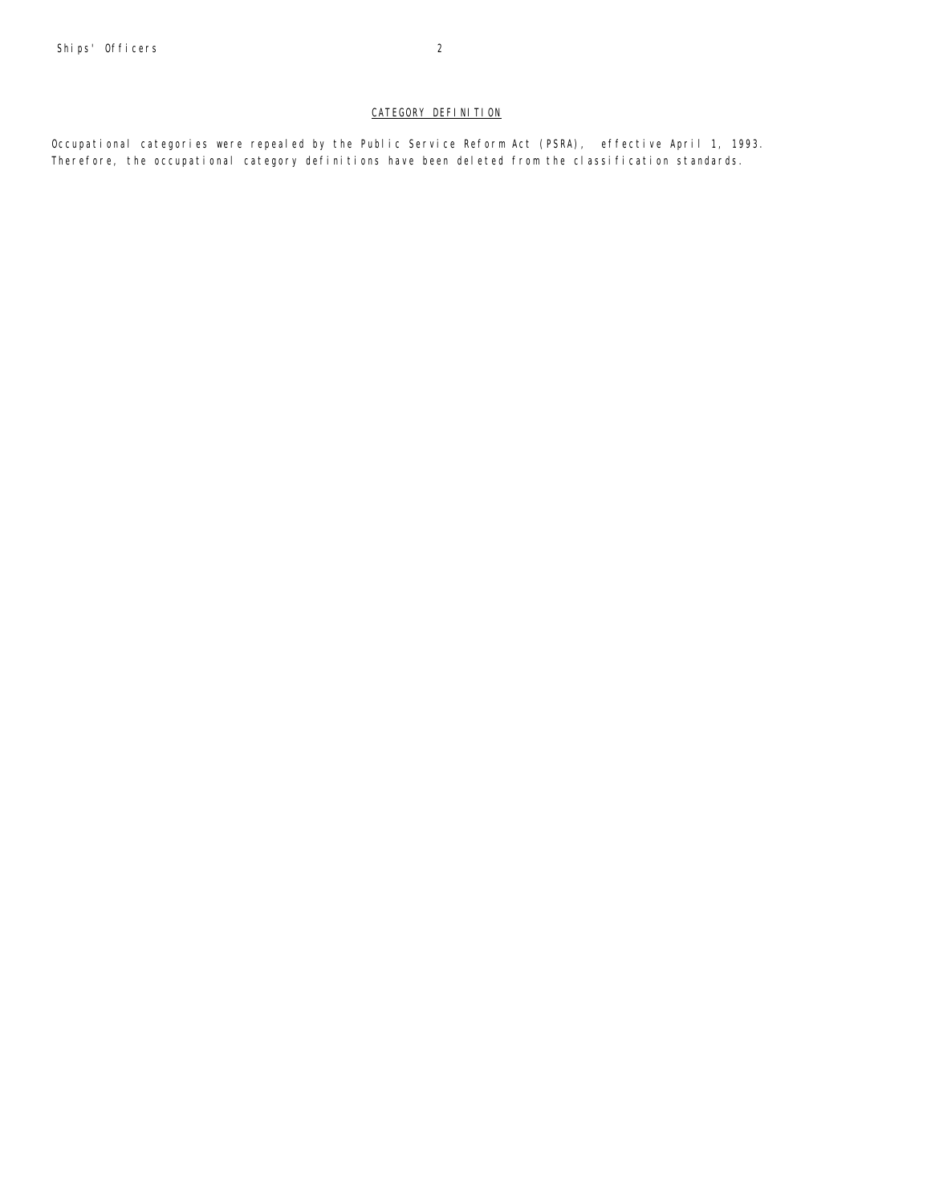## CATEGORY DEFINITION

Occupational categories were repealed by the Public Service Reform Act (PSRA), effective April 1, 1993. Therefore, the occupational category definitions have been deleted from the classification standards.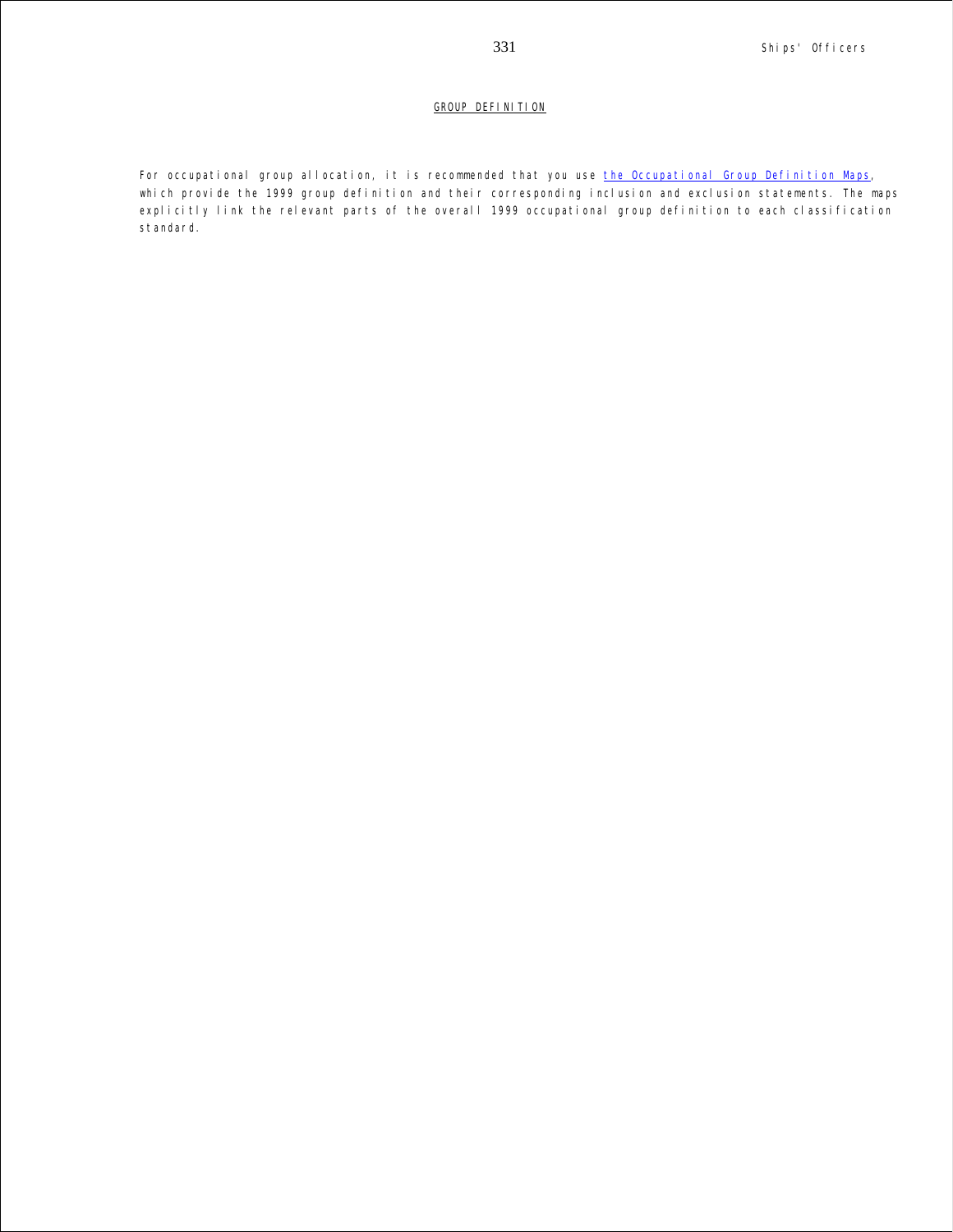## GROUP DEFINITION

For occupational group allocation, it is recommended that you use the Occupational Group Definition Maps, which provide the 1999 group definition and their corresponding inclusion and exclusion statements. The maps explicitly link the relevant parts of the overall 1999 occupational group definition to each classification standard.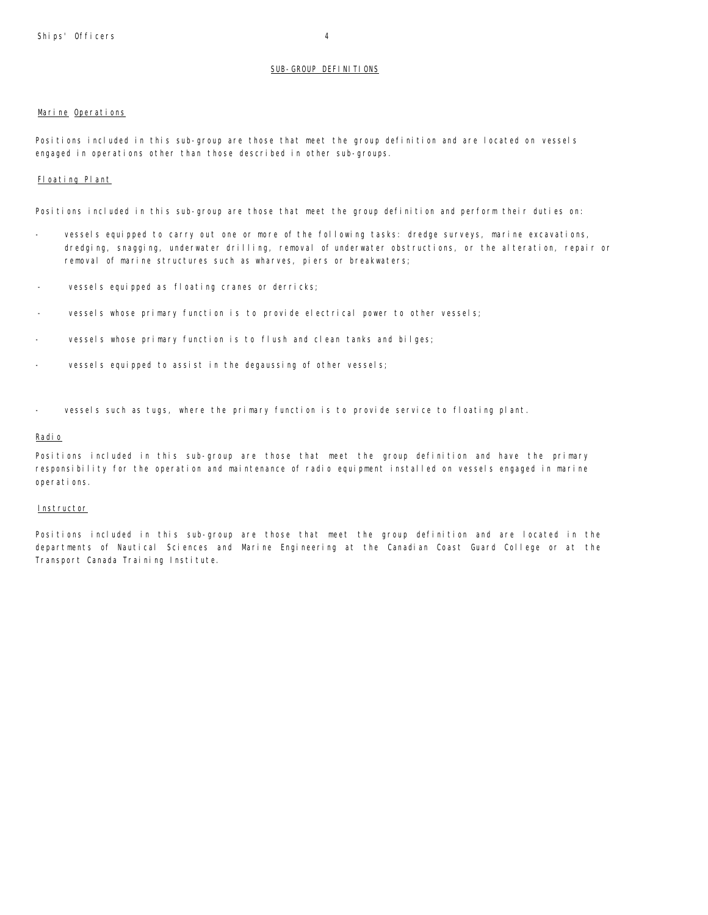## SUB-GROUP DEFINITIONS

### Marine Operations

Positions included in this sub-group are those that meet the group definition and are located on vessels engaged in operations other than those described in other sub-groups.

### Floating Plant

Positions included in this sub-group are those that meet the group definition and perform their duties on:

- vessels equipped to carry out one or more of the following tasks: dredge surveys, marine excavations, dredging, snagging, underwater drilling, removal of underwater obstructions, or the alteration, repair or removal of marine structures such as wharves, piers or breakwaters;
- vessels equipped as floating cranes or derricks;
- vessels whose primary function is to provide electrical power to other vessels;
- vessels whose primary function is to flush and clean tanks and bilges;
- vessels equipped to assist in the degaussing of other vessels;
- vessels such as tugs, where the primary function is to provide service to floating plant.

### Radio

Positions included in this sub-group are those that meet the group definition and have the primary responsibility for the operation and maintenance of radio equipment installed on vessels engaged in marine operations.

### Instructor

Positions included in this sub-group are those that meet the group definition and are located in the departments of Nautical Sciences and Marine Engineering at the Canadian Coast Guard College or at the Transport Canada Training Institute.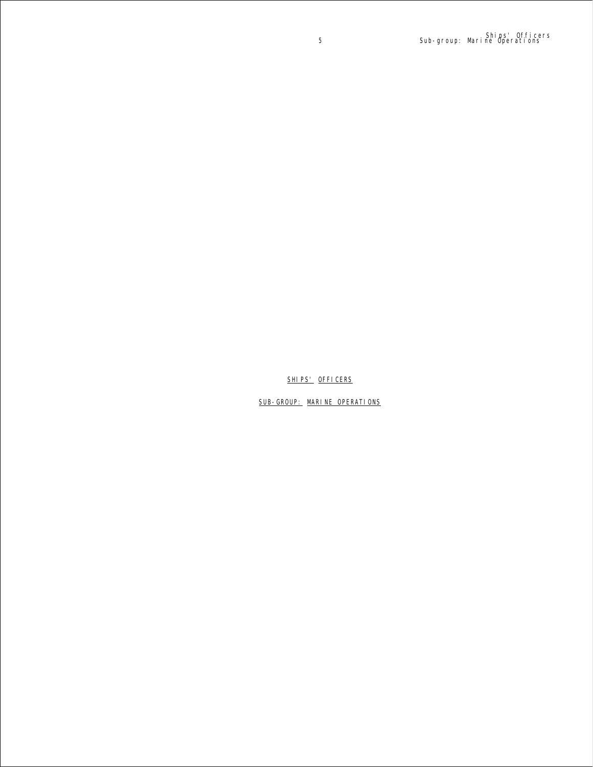# SHIPS' OFFICERS

## SUB-GROUP: MARINE OPERATIONS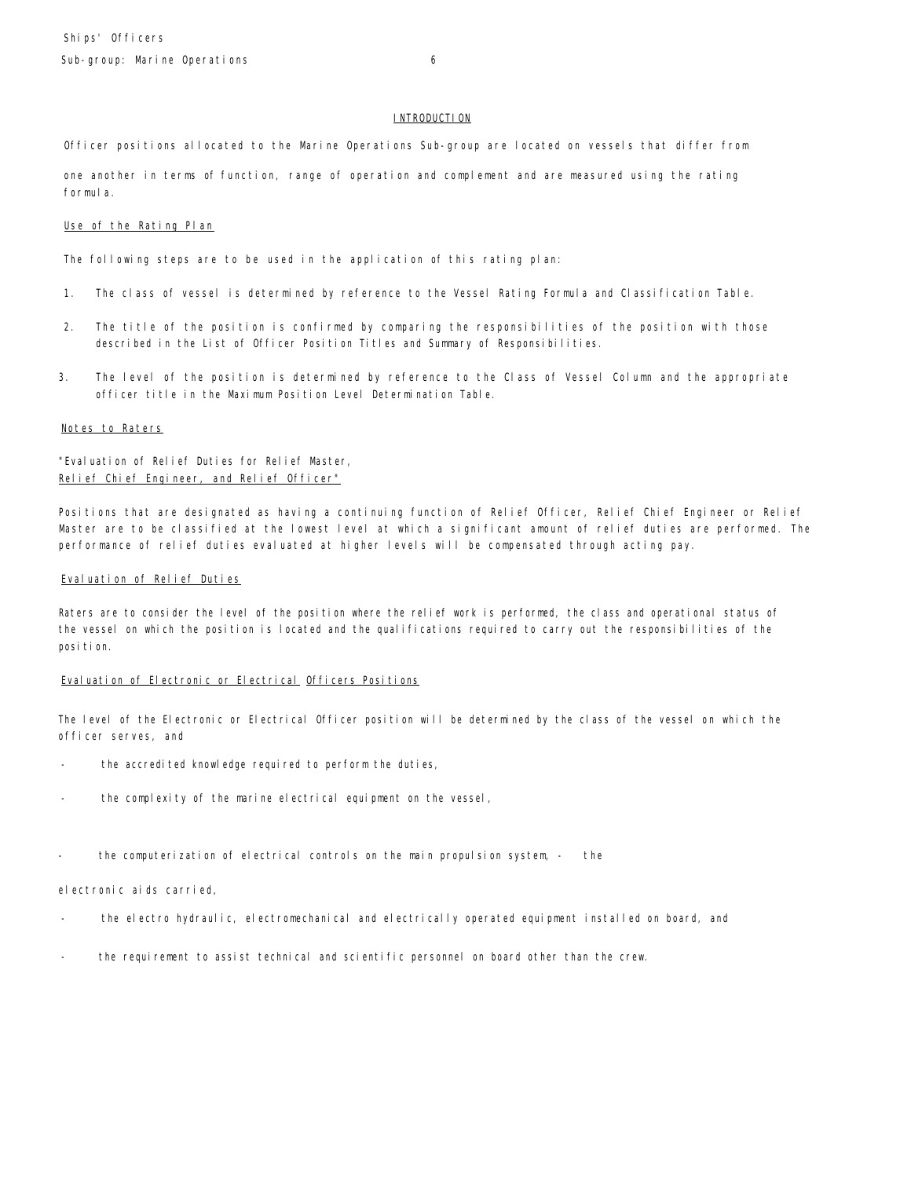## INTRODUCTION

Officer positions allocated to the Marine Operations Sub-group are located on vessels that differ from one another in terms of function, range of operation and complement and are measured using the rating formula.

### Use of the Rating Plan

The following steps are to be used in the application of this rating plan:

1. The class of vessel is determined by reference to the Vessel Rating Formula and Classification Table.

2. The title of the position is confirmed by comparing the responsibilities of the position with those described in the List of Officer Position Titles and Summary of Responsibilities.

3. The level of the position is determined by reference to the Class of Vessel Column and the appropriate officer title in the Maximum Position Level Determination Table.

### Notes to Raters

"Evaluation of Relief Duties for Relief Master, Relief Chief Engineer, and Relief Officer"

Positions that are designated as having a continuing function of Relief Officer, Relief Chief Engineer or Relief Master are to be classified at the lowest level at which a significant amount of relief duties are performed. The performance of relief duties evaluated at higher levels will be compensated through acting pay.

### Evaluation of Relief Duties

Raters are to consider the level of the position where the relief work is performed, the class and operational status of the vessel on which the position is located and the qualifications required to carry out the responsibilities of the position.

### Evaluation of Electronic or Electrical Officers Positions

The level of the Electronic or Electrical Officer position will be determined by the class of the vessel on which the officer serves, and

- the accredited knowledge required to perform the duties,
- the complexity of the marine electrical equipment on the vessel,
- the computerization of electrical controls on the main propulsion system,
- the electronic aids carried,
- the electro hydraulic, electromechanical and electrically operated equipment installed on board, and
- the requirement to assist technical and scientific personnel on board other than the crew.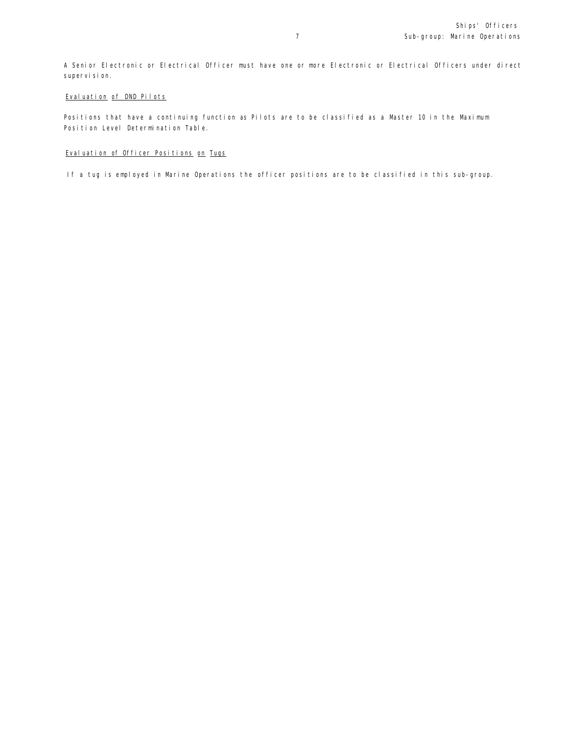A Senior Electronic or Electrical Officer must have one or more Electronic or Electrical Officers under direct supervision.

### Evaluation of DND Pilots

Positions that have a continuing function as Pilots are to be classified as a Master 10 in the Maximum Position Level Determination Table.

### Evaluation of Officer Positions on Tugs

If a tug is employed in Marine Operations the officer positions are to be classified in this sub-group.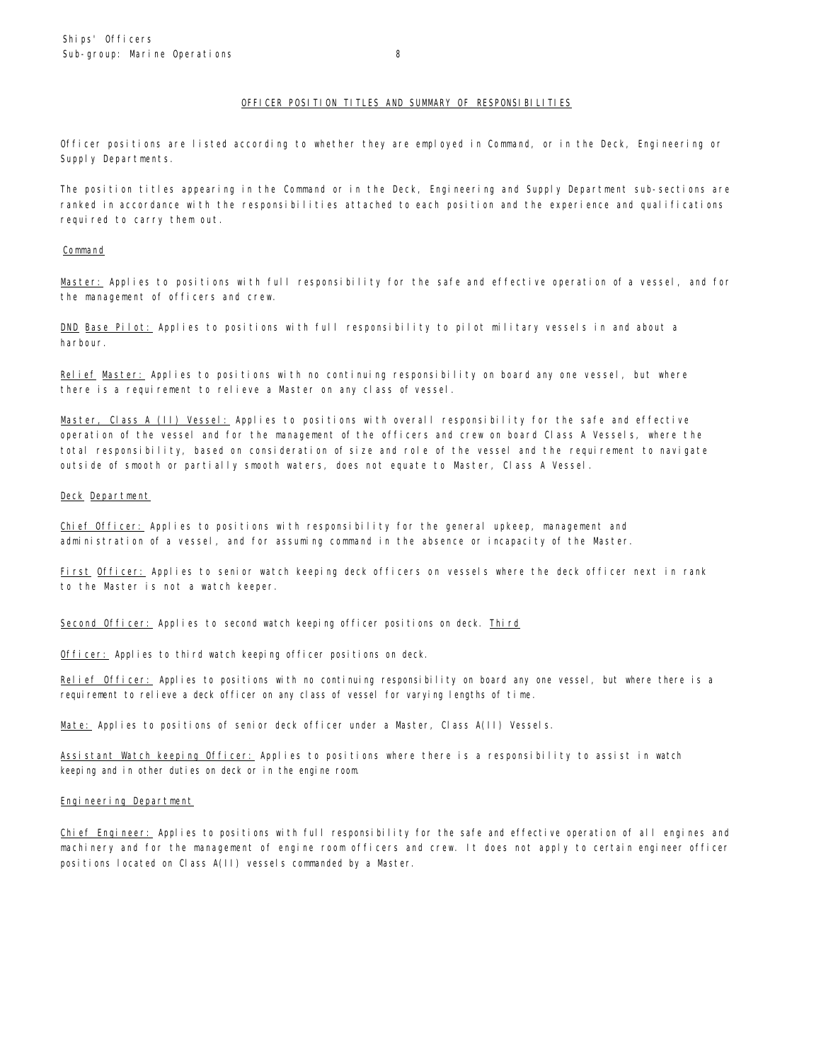## OFFICER POSITION TITLES AND SUMMARY OF RESPONSIBILITIES

Officer positions are listed according to whether they are employed in Command, or in the Deck, Engineering or Supply Departments.

The position titles appearing in the Command or in the Deck, Engineering and Supply Department sub-sections are ranked in accordance with the responsibilities attached to each position and the experience and qualifications required to carry them out.

### Command

Master: Applies to positions with full responsibility for the safe and effective operation of a vessel, and for the management of officers and crew.

DND Base Pilot: Applies to positions with full responsibility to pilot military vessels in and about a harbour.

Relief Master: Applies to positions with no continuing responsibility on board any one vessel, but where there is a requirement to relieve a Master on any class of vessel.

Master, Class A (II) Vessel: Applies to positions with overall responsibility for the safe and effective operation of the vessel and for the management of the officers and crew on board Class A Vessels, where the total responsibility, based on consideration of size and role of the vessel and the requirement to navigate outside of smooth or partially smooth waters, does not equate to Master, Class A Vessel.

### Deck Department

Chief Officer: Applies to positions with responsibility for the general upkeep, management and administration of a vessel, and for assuming command in the absence or incapacity of the Master.

First Officer: Applies to senior watch keeping deck officers on vessels where the deck officer next in rank to the Master is not a watch keeper.

Second Officer: Applies to second watch keeping officer positions on deck.

Third Officer: Applies to third watch keeping officer positions on deck.

Relief Officer: Applies to positions with no continuing responsibility on board any one vessel, but where there is a requirement to relieve a deck officer on any class of vessel for varying lengths of time.

Mate: Applies to positions of senior deck officer under a Master, Class A(II) Vessels.

Assistant Watch keeping Officer: Applies to positions where there is a responsibility to assist in watch keeping and in other duties on deck or in the engine room.

### Engineering Department

Chief Engineer: Applies to positions with full responsibility for the safe and effective operation of all engines and machinery and for the management of engine room officers and crew. It does not apply to certain engineer officer positions located on Class A(II) vessels commanded by a Master.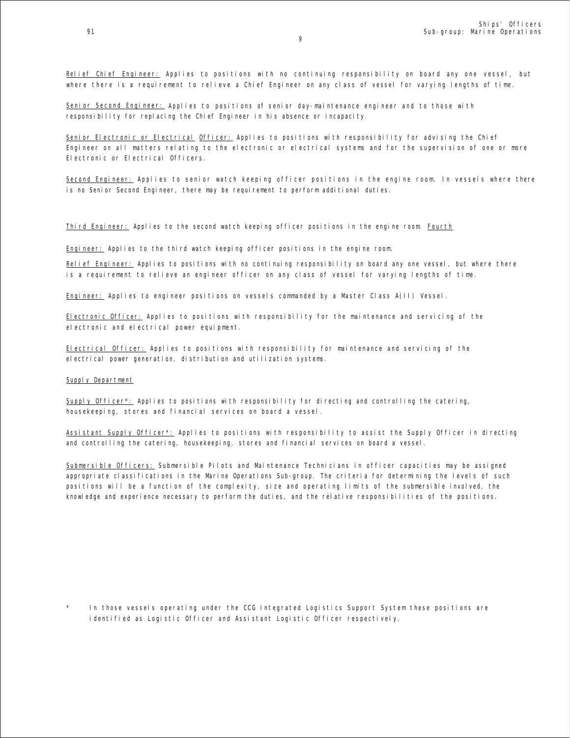Relief Chief Engineer: Applies to positions with no continuing responsibility on board any one vessel, but where there is a requirement to relieve a Chief Engineer on any class of vessel for varying lengths of time.

Senior Second Engineer: Applies to positions of senior day-maintenance engineer and to those with responsibility for replacing the Chief Engineer in his absence or incapacity.

Senior Electronic or Electrical Officer: Applies to positions with responsibility for advising the Chief Engineer on all matters relating to the electronic or electrical systems and for the supervision of one or more Electronic or Electrical Officers.

Second Engineer: Applies to senior watch keeping officer positions in the engine room. In vessels where there is no Senior Second Engineer, there may be requirement to perform additional duties.

Third Engineer: Applies to the second watch keeping officer positions in the engine room.

Fourth Engineer: Applies to the third watch keeping officer positions in the engine room.

Relief Engineer: Applies to positions with no continuing responsibility on board any one vessel, but where there is a requirement to relieve an engineer officer on any class of vessel for varying lengths of time.

Engineer: Applies to engineer positions on vessels commanded by a Master Class A(II) Vessel.

Electronic Officer: Applies to positions with responsibility for the maintenance and servicing of the electronic and electrical power equipment.

Electrical Officer: Applies to positions with responsibility for maintenance and servicing of the electrical power generation, distribution and utilization systems.

Supply Department

Supply Officer*: Applies to positions with responsibility for directing and controlling the catering, housekeeping, stores and financial services on board a vessel.

Assistant Supply Officer*: Applies to positions with responsibility to assist the Supply Officer in directing and controlling the catering, housekeeping, stores and financial services on board a vessel.

Submersible Officers: Submersible Pilots and Maintenance Technicians in officer capacities may be assigned appropriate classifications in the Marine Operations Sub-group. The criteria for determining the levels of such positions will be a function of the complexity, size and operating limits of the submersible involved, the knowledge and experience necessary to perform the duties, and the relative responsibilities of the positions.

\* In those vessels operating under the CCG Integrated Logistics Support System these positions are identified as Logistic Officer and Assistant Logistic Officer respectively.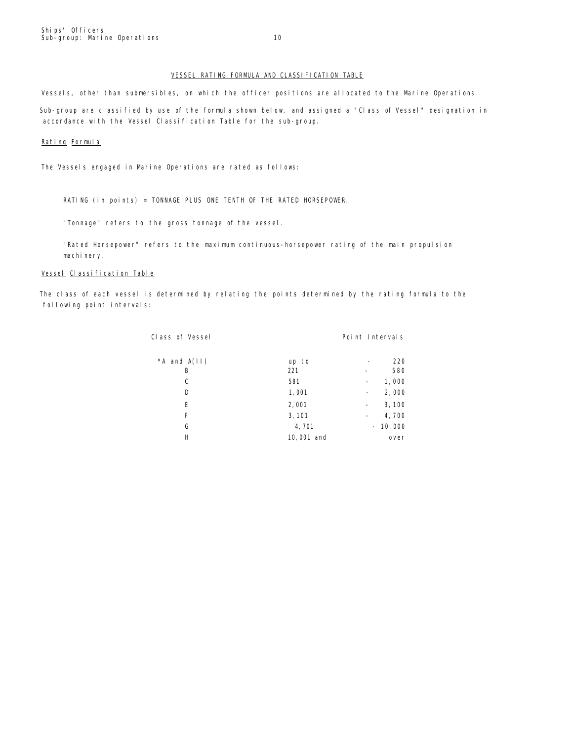## VESSEL RATING FORMULA AND CLASSIFICATION TABLE

Vessels, other than submersibles, on which the officer positions are allocated to the Marine Operations Sub-group are classified by use of the formula shown below, and assigned a "Class of Vessel" designation in accordance with the Vessel Classification Table for the sub-group.

### Rating Formula

The Vessels engaged in Marine Operations are rated as follows:

RATING (in points) = TONNAGE PLUS ONE TENTH OF THE RATED HORSEPOWER.

"Tonnage" refers to the gross tonnage of the vessel.

"Rated Horsepower" refers to the maximum continuous-horsepower rating of the main propulsion machinery.

### Vessel Classification Table

The class of each vessel is determined by relating the points determined by the rating formula to the following point intervals:

| Class of Vessel | Point Intervals | |
|---|---|---|
| *A and A(II) | up to | - 220 |
| B | 221 | - 580 |
| C | 581 | - 1,000 |
| D | 1,001 | - 2,000 |
| E | 2,001 | - 3,100 |
| F | 3,101 | - 4,700 |
| G | 4,701 | - 10,000 |
| H | 10,001 and | over |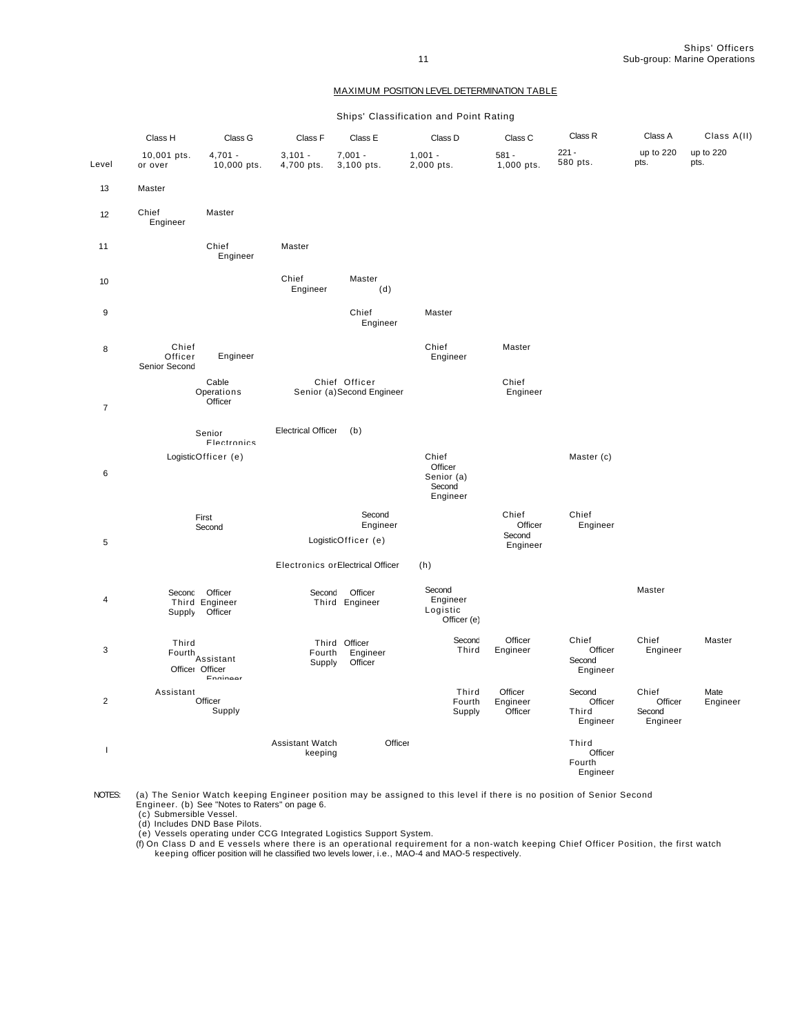## MAXIMUM POSITION LEVEL DETERMINATION TABLE

Ships' Classification and Point Rating

| Level | Class H | Class G | Class F | Class E | Class D | Class C | Class R | Class A | Class A(II) |
|---|---|---|---|---|---|---|---|---|---|
| | 10,001 pts. or over | 4,701 - 10,000 pts. | 3,101 - 4,700 pts. | 7,001 - 3,100 pts. | 1,001 - 2,000 pts. | 581 - 1,000 pts. | 221 - 580 pts. | up to 220 pts. | up to 220 pts. |
| 13 | Master | | | | | | | | |
| 12 | Chief Engineer | Master | | | | | | | |
| 11 | | Chief Engineer | Master | | | | | | |
| 10 | | | Chief Engineer | Master (d) | | | | | |
| 9 | | | | Chief Engineer | Master | | | | |
| 8 | Chief Officer Senior Second | Engineer | | | Chief Engineer | Master | | | |
| 7 | | Cable Operations Officer | Chief Officer Senior (a) | Second Engineer | | Chief Engineer | | | |
| | | Senior Electronics | Electrical Officer | (b) | | | | | |
| 6 | | Logistic Officer (e) | | | Chief Officer Senior (a) Second Engineer | | Master (c) | | |
| 5 | | First Second | | Second Engineer | | Chief Officer Second Engineer | Chief Engineer | | |
| | | | Logistic Officer (e) | | | | | | |
| | | | Electronics or Electrical Officer | | (h) | | | | |
| 4 | Second Third Supply | Officer Engineer Officer | Second Third | Officer Engineer | Second Engineer Logistic Officer (e) | | | Master | |
| 3 | Third Fourth Officer | Assistant Officer Engineer | Third Fourth Supply | Officer Engineer Officer | Second Third | Officer Engineer | Chief Officer Second Engineer | Chief Engineer | Master |
| 2 | Assistant | Officer Supply | | | Third Fourth Supply | Officer Engineer Officer | Second Officer Third Engineer | Chief Officer Second Engineer | Mate Engineer |
| I | | | Assistant Watch keeping | Officer | | | Third Officer Fourth Engineer | | |

NOTES:

(a) The Senior Watch keeping Engineer position may be assigned to this level if there is no position of Senior Second Engineer.
(b) See "Notes to Raters" on page 6.
(c) Submersible Vessel.
(d) Includes DND Base Pilots.
(e) Vessels operating under CCG Integrated Logistics Support System.
(f) On Class D and E vessels where there is an operational requirement for a non-watch keeping Chief Officer Position, the first watch keeping officer position will he classified two levels lower, i.e., MAO-4 and MAO-5 respectively.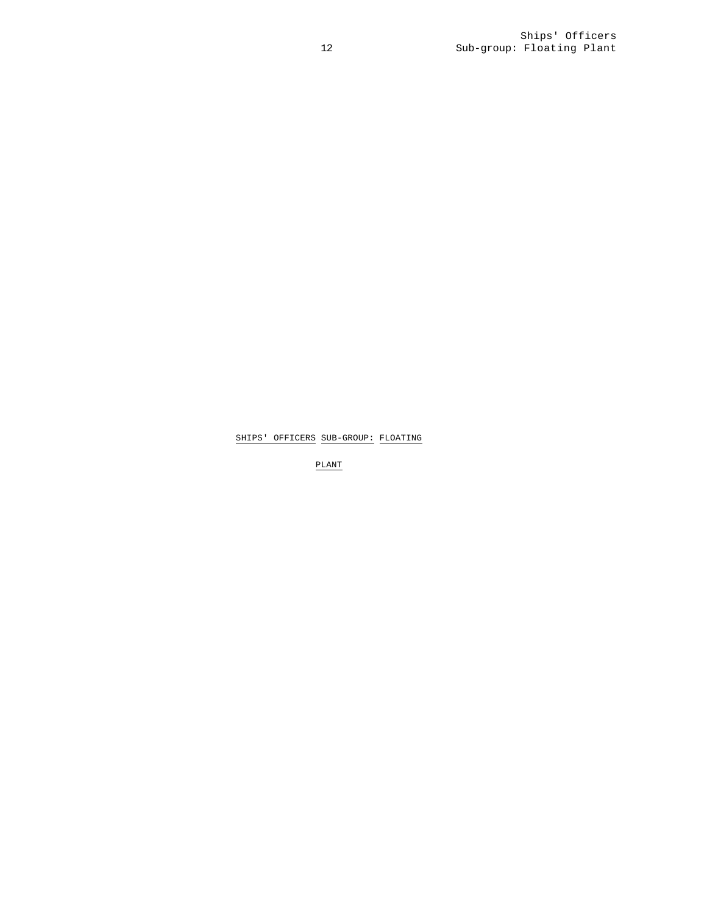# SHIPS' OFFICERS SUB-GROUP: FLOATING PLANT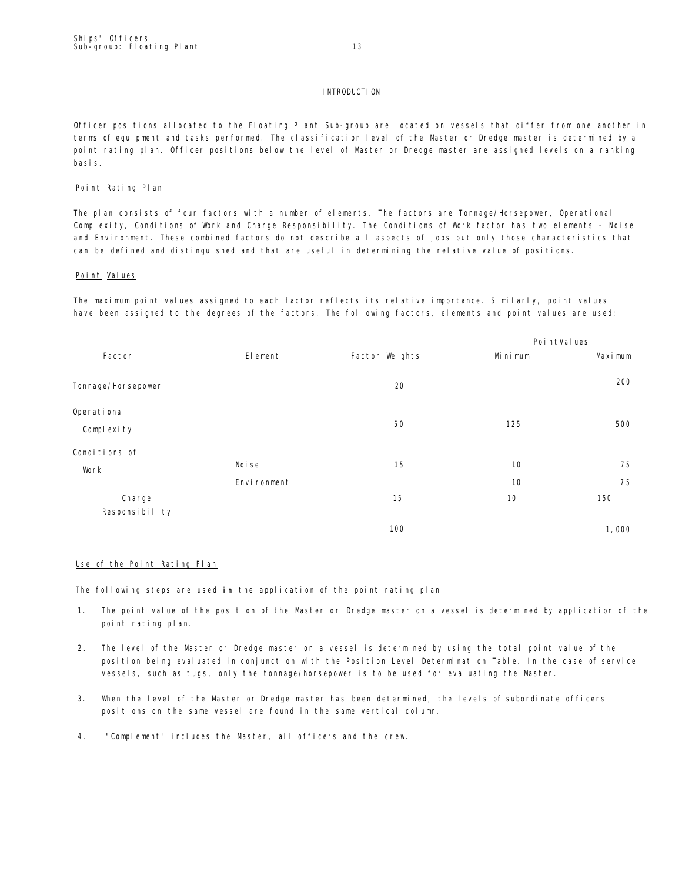## INTRODUCTION

Officer positions allocated to the Floating Plant Sub-group are located on vessels that differ from one another in terms of equipment and tasks performed. The classification level of the Master or Dredge master is determined by a point rating plan. Officer positions below the level of Master or Dredge master are assigned levels on a ranking basis.

### Point Rating Plan

The plan consists of four factors with a number of elements. The factors are Tonnage/Horsepower, Operational Complexity, Conditions of Work and Charge Responsibility. The Conditions of Work factor has two elements - Noise and Environment. These combined factors do not describe all aspects of jobs but only those characteristics that can be defined and distinguished and that are useful in determining the relative value of positions.

### Point Values

The maximum point values assigned to each factor reflects its relative importance. Similarly, point values have been assigned to the degrees of the factors. The following factors, elements and point values are used:

| Factor | Element | Factor Weights | Point Values | |
|---|---|---|---|---|
| | | | Minimum | Maximum |
| Tonnage/Horsepower | | 20 | | 200 |
| Operational Complexity | | 50 | 125 | 500 |
| Conditions of Work | Noise | 15 | 10 | 75 |
| | Environment | | 10 | 75 |
| Charge Responsibility | | 15 | 10 | 150 |
| | | 100 | | 1,000 |

### Use of the Point Rating Plan

The following steps are used in the application of the point rating plan:

1. The point value of the position of the Master or Dredge master on a vessel is determined by application of the point rating plan.
2. The level of the Master or Dredge master on a vessel is determined by using the total point value of the position being evaluated in conjunction with the Position Level Determination Table. In the case of service vessels, such as tugs, only the tonnage/horsepower is to be used for evaluating the Master.
3. When the level of the Master or Dredge master has been determined, the levels of subordinate officers positions on the same vessel are found in the same vertical column.
4. "Complement" includes the Master, all officers and the crew.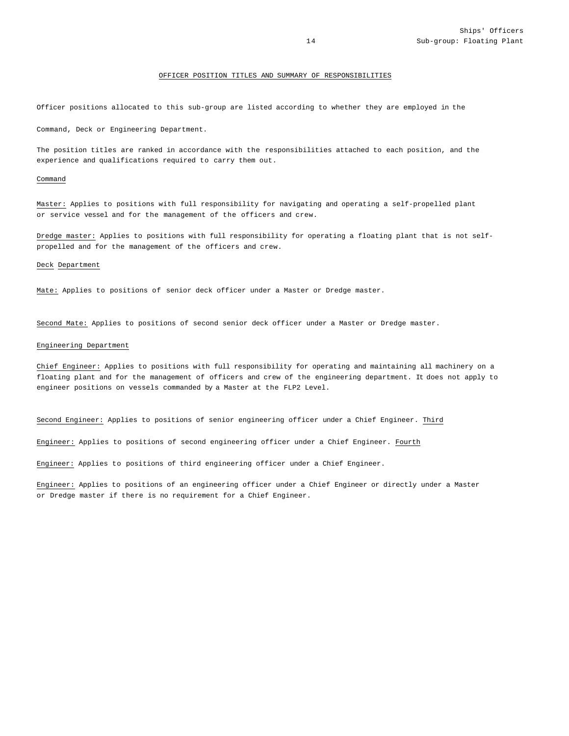## OFFICER POSITION TITLES AND SUMMARY OF RESPONSIBILITIES

Officer positions allocated to this sub-group are listed according to whether they are employed in the Command, Deck or Engineering Department.

The position titles are ranked in accordance with the responsibilities attached to each position, and the experience and qualifications required to carry them out.

### Command

Master: Applies to positions with full responsibility for navigating and operating a self-propelled plant or service vessel and for the management of the officers and crew.

Dredge master: Applies to positions with full responsibility for operating a floating plant that is not self-propelled and for the management of the officers and crew.

### Deck Department

Mate: Applies to positions of senior deck officer under a Master or Dredge master.

Second Mate: Applies to positions of second senior deck officer under a Master or Dredge master.

### Engineering Department

Chief Engineer: Applies to positions with full responsibility for operating and maintaining all machinery on a floating plant and for the management of officers and crew of the engineering department. It does not apply to engineer positions on vessels commanded by a Master at the FLP2 Level.

Second Engineer: Applies to positions of senior engineering officer under a Chief Engineer.

Third Engineer: Applies to positions of second engineering officer under a Chief Engineer.

Fourth Engineer: Applies to positions of third engineering officer under a Chief Engineer.

Engineer: Applies to positions of an engineering officer under a Chief Engineer or directly under a Master or Dredge master if there is no requirement for a Chief Engineer.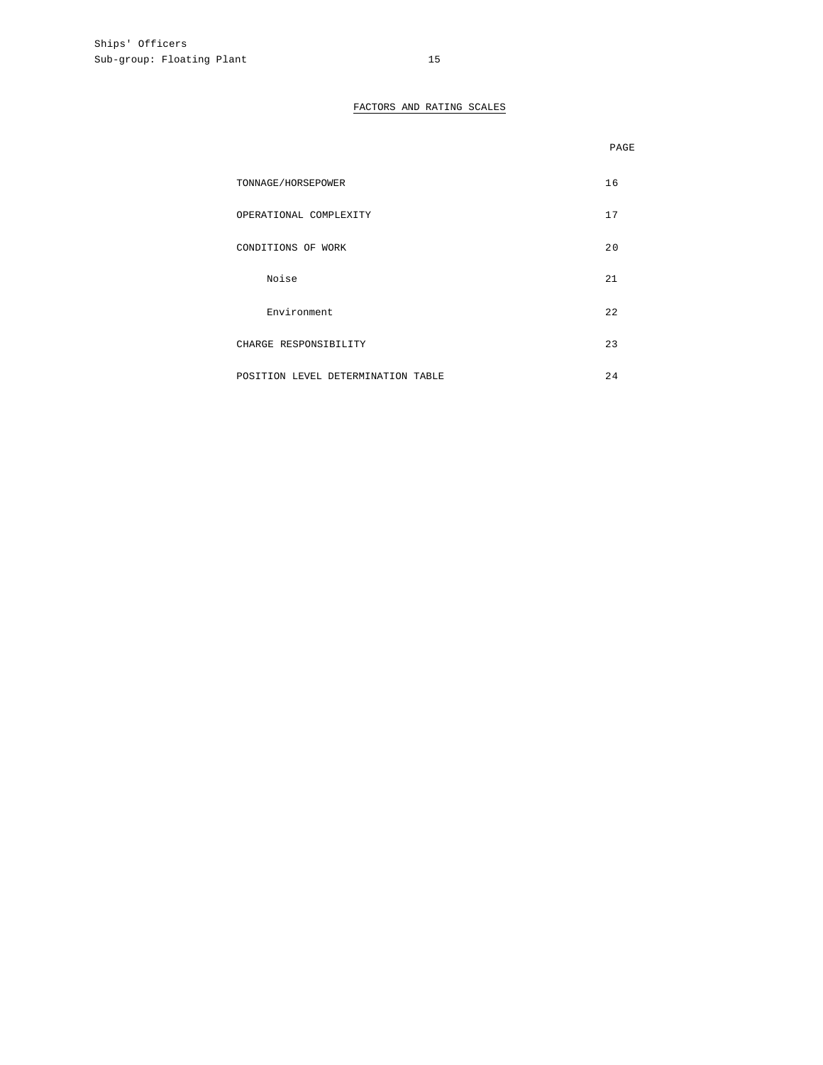## FACTORS AND RATING SCALES

| | PAGE |
|---|---|
| TONNAGE/HORSEPOWER | 16 |
| OPERATIONAL COMPLEXITY | 17 |
| CONDITIONS OF WORK | 20 |
| Noise | 21 |
| Environment | 22 |
| CHARGE RESPONSIBILITY | 23 |
| POSITION LEVEL DETERMINATION TABLE | 24 |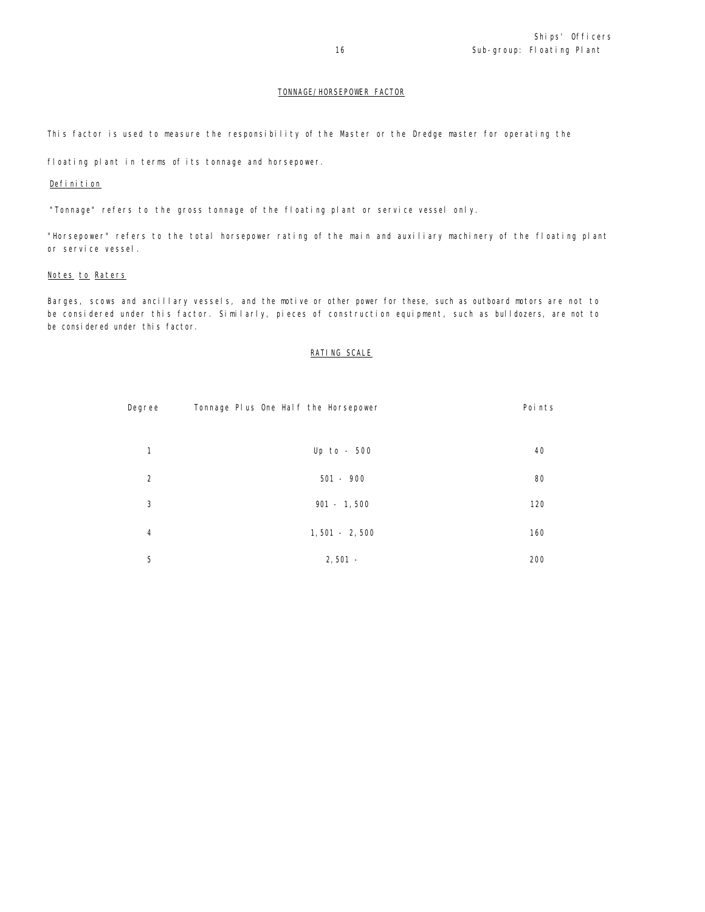## TONNAGE/HORSEPOWER FACTOR

This factor is used to measure the responsibility of the Master or the Dredge master for operating the floating plant in terms of its tonnage and horsepower.

### Definition

"Tonnage" refers to the gross tonnage of the floating plant or service vessel only.

"Horsepower" refers to the total horsepower rating of the main and auxiliary machinery of the floating plant or service vessel.

### Notes to Raters

Barges, scows and ancillary vessels, and the motive or other power for these, such as outboard motors are not to be considered under this factor. Similarly, pieces of construction equipment, such as bulldozers, are not to be considered under this factor.

### RATING SCALE

| Degree | Tonnage Plus One Half the Horsepower | Points |
|---|---|---|
| 1 | Up to - 500 | 40 |
| 2 | 501 - 900 | 80 |
| 3 | 901 - 1,500 | 120 |
| 4 | 1,501 - 2,500 | 160 |
| 5 | 2,501 - | 200 |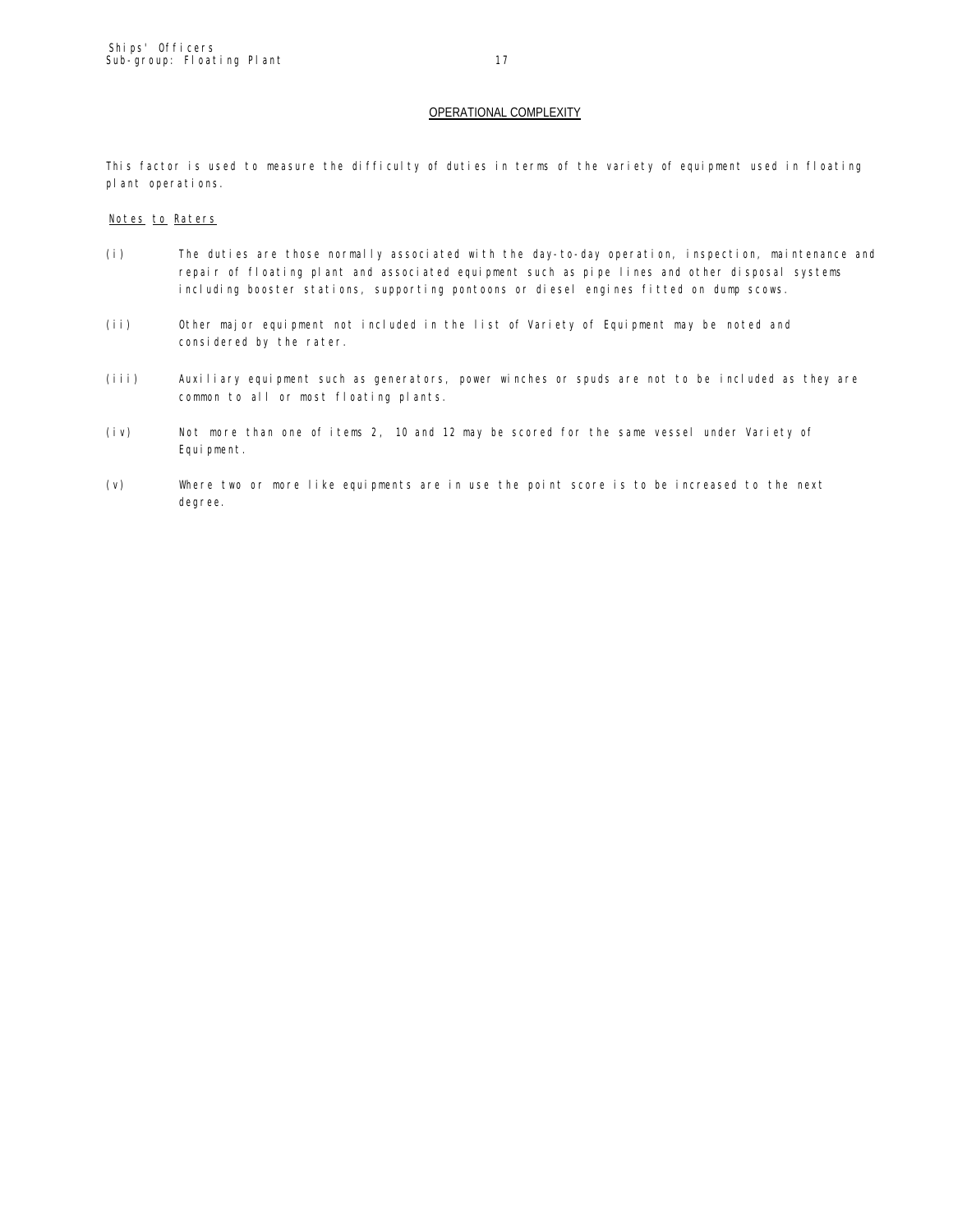## OPERATIONAL COMPLEXITY

This factor is used to measure the difficulty of duties in terms of the variety of equipment used in floating plant operations.

Notes to Raters

(i) The duties are those normally associated with the day-to-day operation, inspection, maintenance and repair of floating plant and associated equipment such as pipe lines and other disposal systems including booster stations, supporting pontoons or diesel engines fitted on dump scows.

(ii) Other major equipment not included in the list of Variety of Equipment may be noted and considered by the rater.

(iii) Auxiliary equipment such as generators, power winches or spuds are not to be included as they are common to all or most floating plants.

(iv) Not more than one of items 2, 10 and 12 may be scored for the same vessel under Variety of Equipment.

(v) Where two or more like equipments are in use the point score is to be increased to the next degree.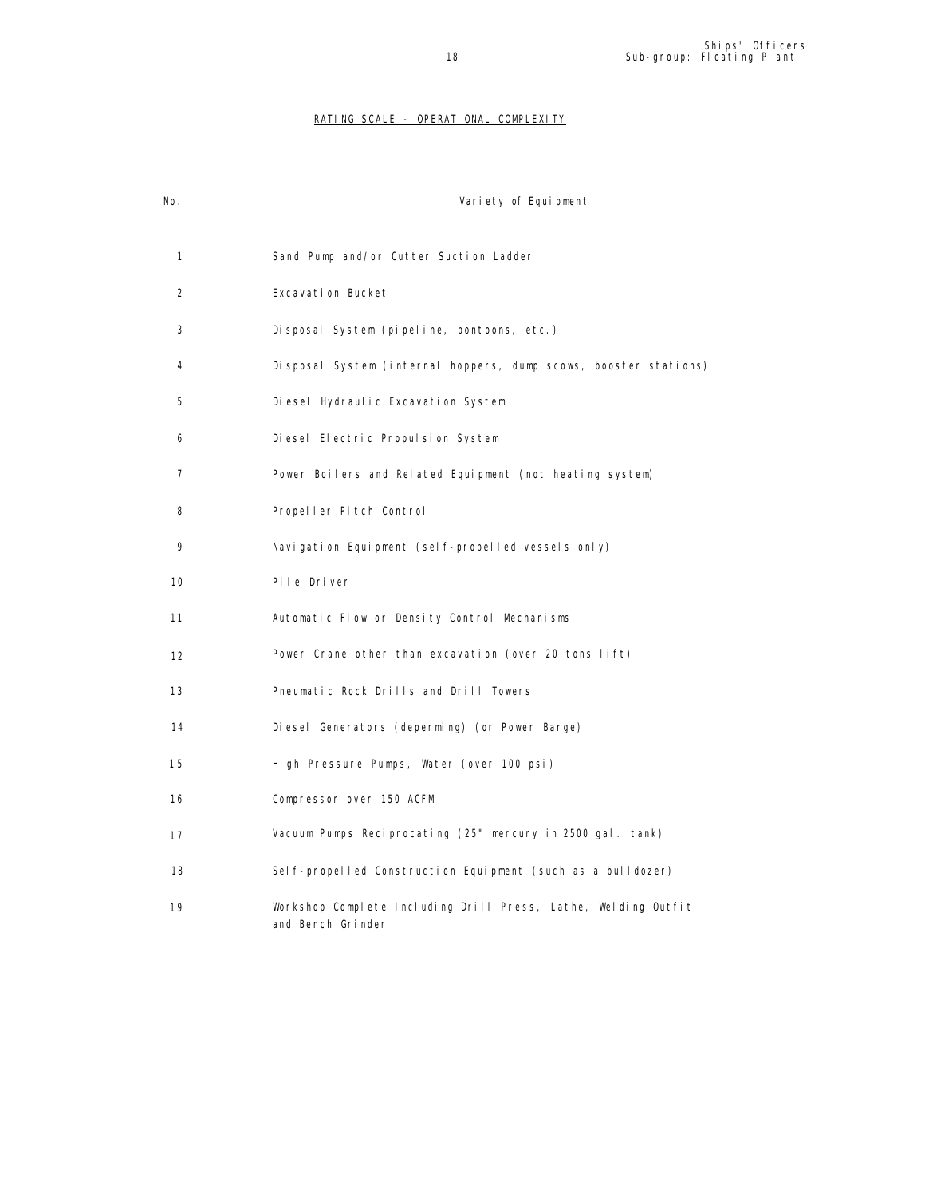## RATING SCALE - OPERATIONAL COMPLEXITY

| No. | Variety of Equipment |
|---|---|
| 1 | Sand Pump and/or Cutter Suction Ladder |
| 2 | Excavation Bucket |
| 3 | Disposal System (pipeline, pontoons, etc.) |
| 4 | Disposal System (internal hoppers, dump scows, booster stations) |
| 5 | Diesel Hydraulic Excavation System |
| 6 | Diesel Electric Propulsion System |
| 7 | Power Boilers and Related Equipment (not heating system) |
| 8 | Propeller Pitch Control |
| 9 | Navigation Equipment (self-propelled vessels only) |
| 10 | Pile Driver |
| 11 | Automatic Flow or Density Control Mechanisms |
| 12 | Power Crane other than excavation (over 20 tons lift) |
| 13 | Pneumatic Rock Drills and Drill Towers |
| 14 | Diesel Generators (deperming) (or Power Barge) |
| 15 | High Pressure Pumps, Water (over 100 psi) |
| 16 | Compressor over 150 ACFM |
| 17 | Vacuum Pumps Reciprocating (25" mercury in 2500 gal. tank) |
| 18 | Self-propelled Construction Equipment (such as a bulldozer) |
| 19 | Workshop Complete Including Drill Press, Lathe, Welding Outfit and Bench Grinder |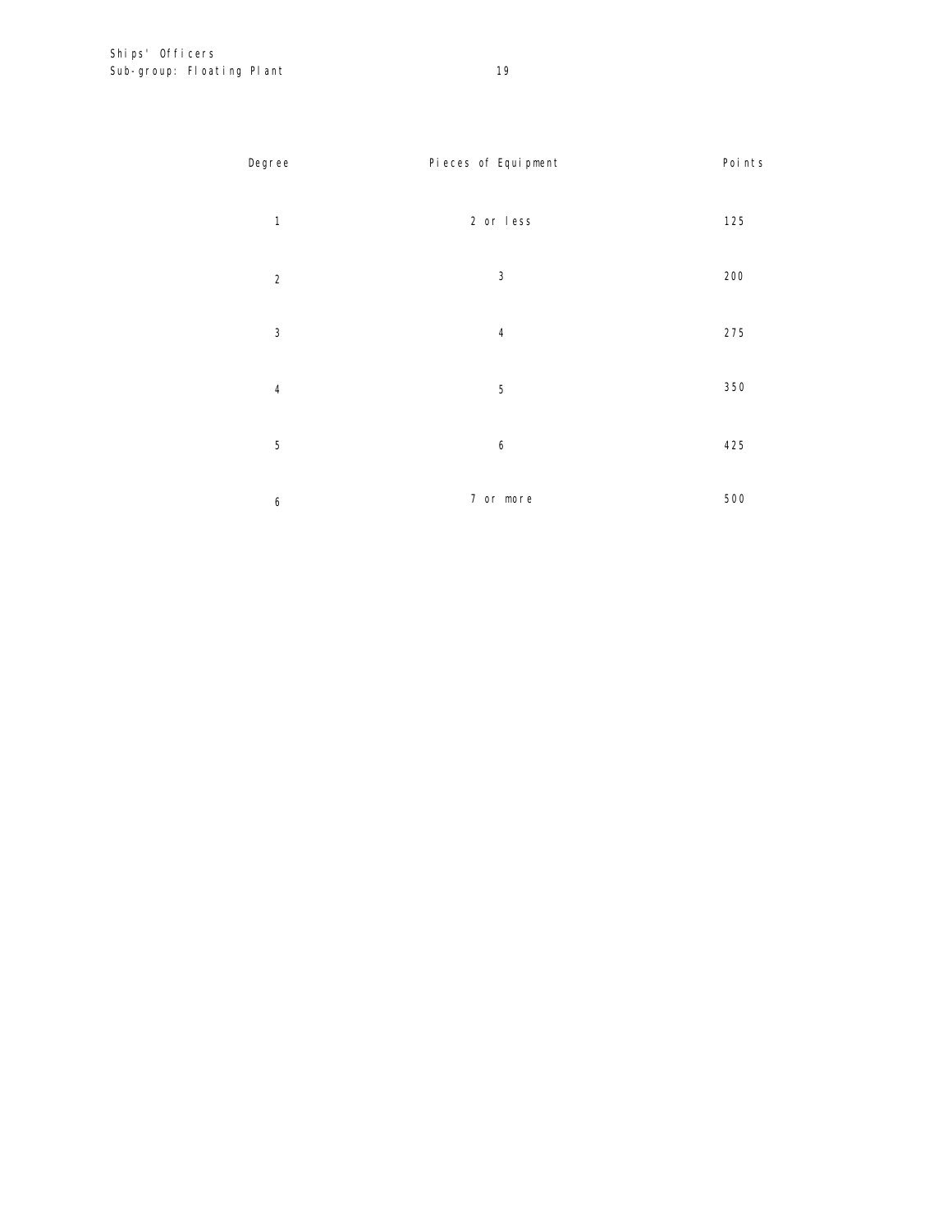| Degree | Pieces of Equipment | Points |
|---|---|---|
| 1 | 2 or less | 125 |
| 2 | 3 | 200 |
| 3 | 4 | 275 |
| 4 | 5 | 350 |
| 5 | 6 | 425 |
| 6 | 7 or more | 500 |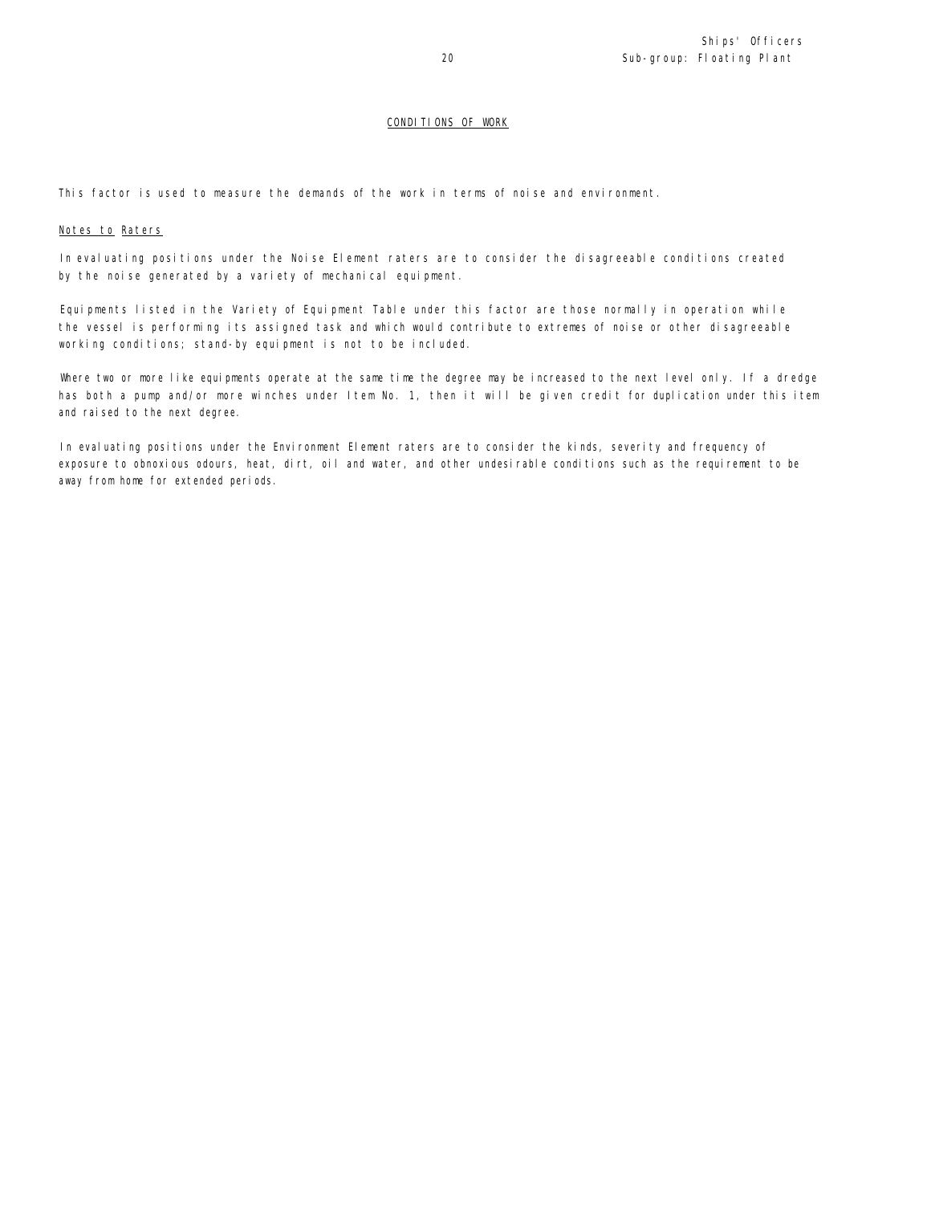## CONDITIONS OF WORK

This factor is used to measure the demands of the work in terms of noise and environment.

### Notes to Raters

In evaluating positions under the Noise Element raters are to consider the disagreeable conditions created by the noise generated by a variety of mechanical equipment.

Equipments listed in the Variety of Equipment Table under this factor are those normally in operation while the vessel is performing its assigned task and which would contribute to extremes of noise or other disagreeable working conditions; stand-by equipment is not to be included.

Where two or more like equipments operate at the same time the degree may be increased to the next level only. If a dredge has both a pump and/or more winches under Item No. 1, then it will be given credit for duplication under this item and raised to the next degree.

In evaluating positions under the Environment Element raters are to consider the kinds, severity and frequency of exposure to obnoxious odours, heat, dirt, oil and water, and other undesirable conditions such as the requirement to be away from home for extended periods.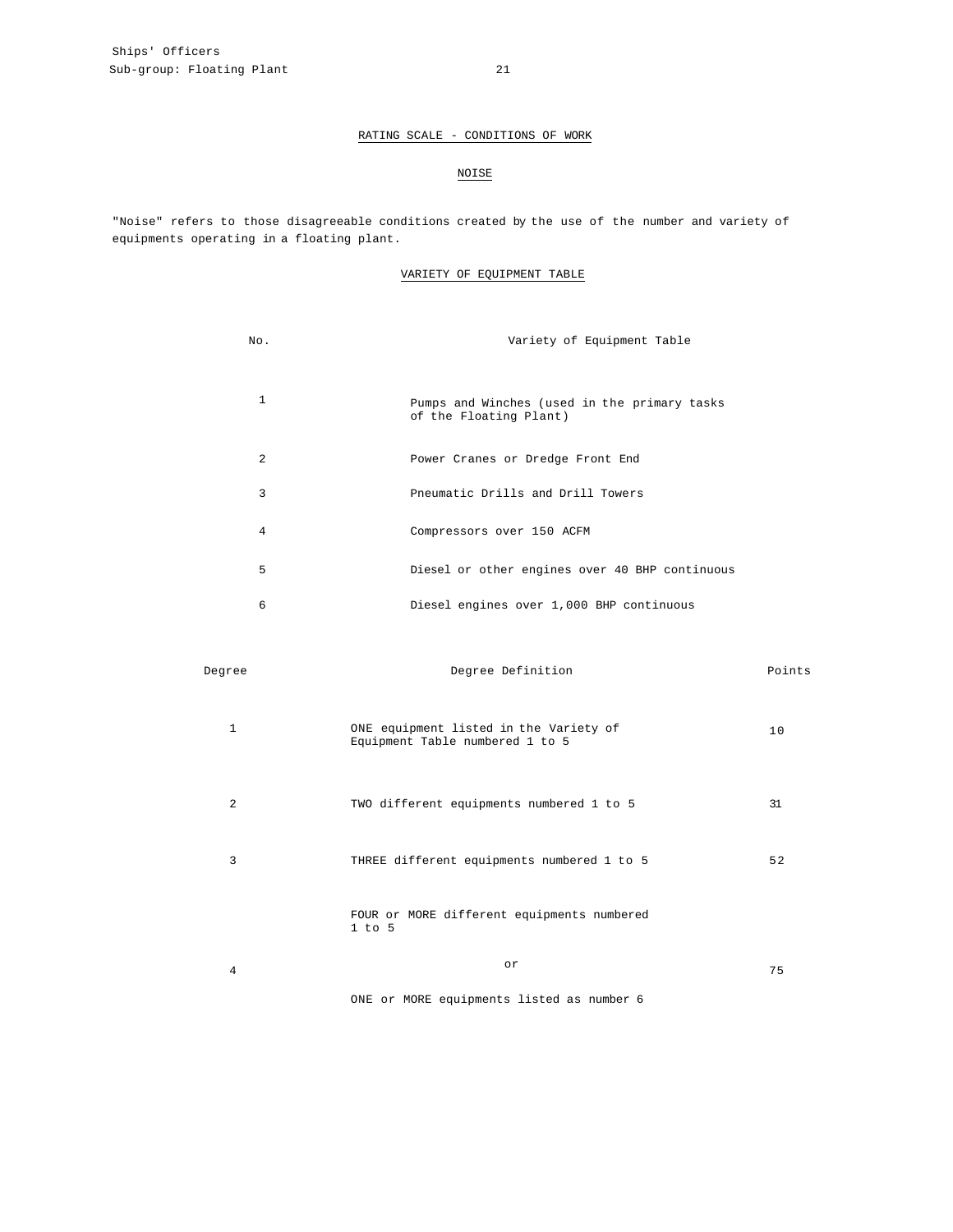## RATING SCALE - CONDITIONS OF WORK

### NOISE

"Noise" refers to those disagreeable conditions created by the use of the number and variety of equipments operating in a floating plant.

### VARIETY OF EQUIPMENT TABLE

| No. | Variety of Equipment Table |
|---|---|
| 1 | Pumps and Winches (used in the primary tasks of the Floating Plant) |
| 2 | Power Cranes or Dredge Front End |
| 3 | Pneumatic Drills and Drill Towers |
| 4 | Compressors over 150 ACFM |
| 5 | Diesel or other engines over 40 BHP continuous |
| 6 | Diesel engines over 1,000 BHP continuous |

| Degree | Degree Definition | Points |
|---|---|---|
| 1 | ONE equipment listed in the Variety of Equipment Table numbered 1 to 5 | 10 |
| 2 | TWO different equipments numbered 1 to 5 | 31 |
| 3 | THREE different equipments numbered 1 to 5 | 52 |
| 4 | FOUR or MORE different equipments numbered 1 to 5<br>or<br>ONE or MORE equipments listed as number 6 | 75 |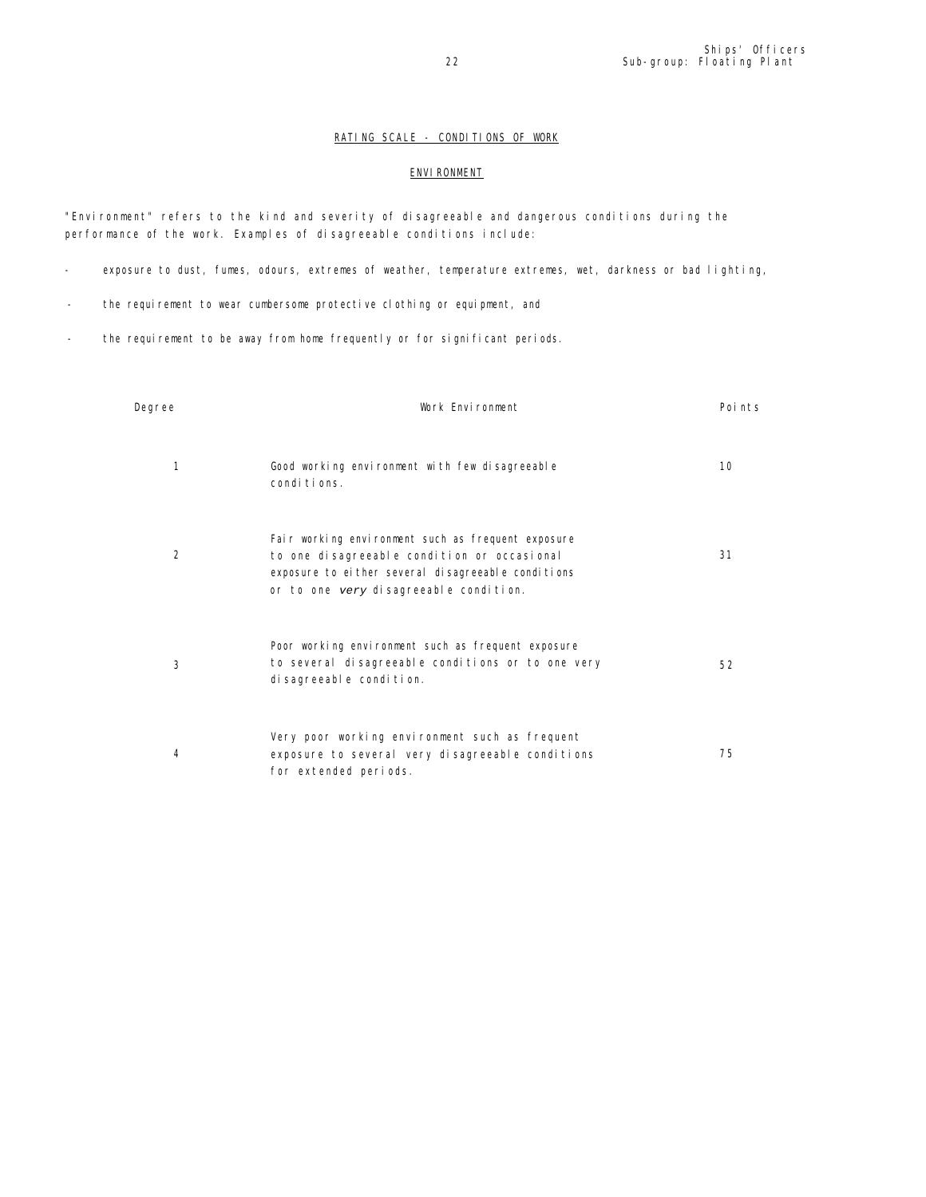## RATING SCALE - CONDITIONS OF WORK

### ENVIRONMENT

"Environment" refers to the kind and severity of disagreeable and dangerous conditions during the performance of the work. Examples of disagreeable conditions include:

- exposure to dust, fumes, odours, extremes of weather, temperature extremes, wet, darkness or bad lighting,
- the requirement to wear cumbersome protective clothing or equipment, and
- the requirement to be away from home frequently or for significant periods.

| Degree | Work Environment | Points |
| --- | --- | --- |
| 1 | Good working environment with few disagreeable conditions. | 10 |
| 2 | Fair working environment such as frequent exposure to one disagreeable condition or occasional exposure to either several disagreeable conditions or to one *very* disagreeable condition. | 31 |
| 3 | Poor working environment such as frequent exposure to several disagreeable conditions or to one very disagreeable condition. | 52 |
| 4 | Very poor working environment such as frequent exposure to several very disagreeable conditions for extended periods. | 75 |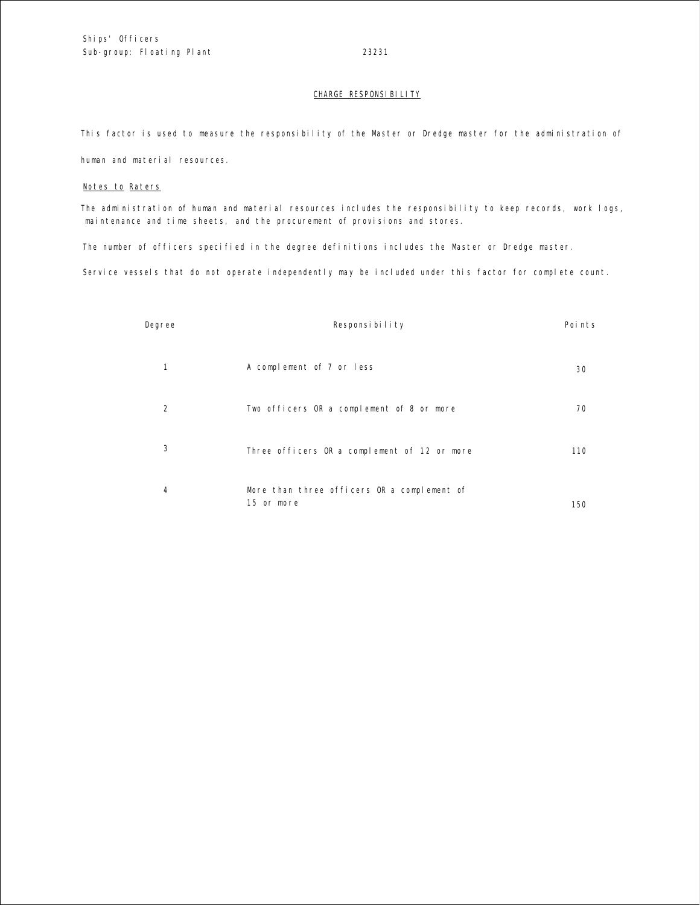Ships' Officers
Sub-group: Floating Plant 23231

## CHARGE RESPONSIBILITY

This factor is used to measure the responsibility of the Master or Dredge master for the administration of human and material resources.

Notes to Raters

The administration of human and material resources includes the responsibility to keep records, work logs, maintenance and time sheets, and the procurement of provisions and stores.

The number of officers specified in the degree definitions includes the Master or Dredge master.

Service vessels that do not operate independently may be included under this factor for complete count.

| Degree | Responsibility | Points |
|---|---|---|
| 1 | A complement of 7 or less | 30 |
| 2 | Two officers OR a complement of 8 or more | 70 |
| 3 | Three officers OR a complement of 12 or more | 110 |
| 4 | More than three officers OR a complement of 15 or more | 150 |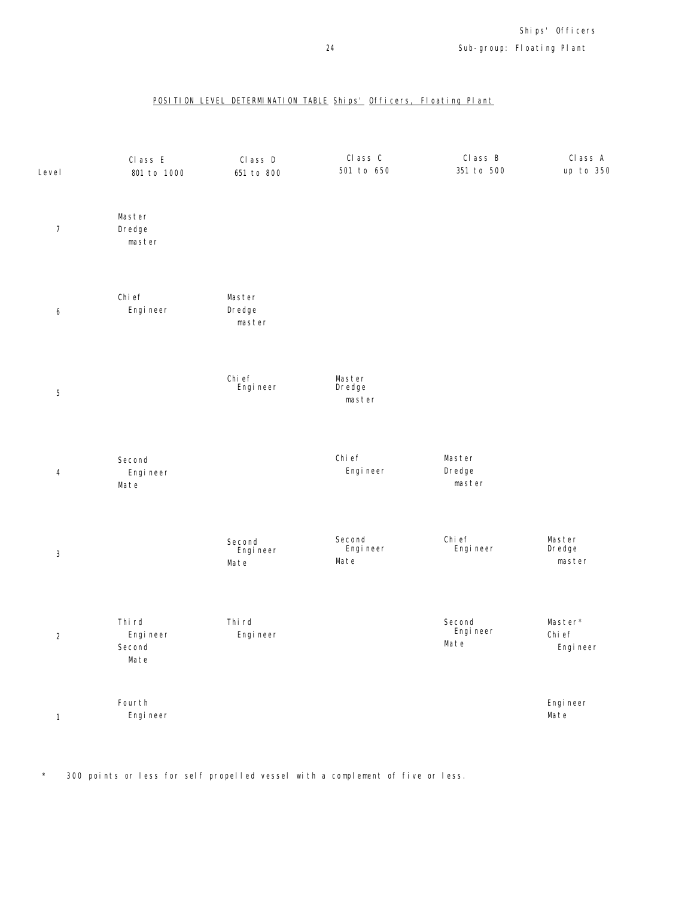# POSITION LEVEL DETERMINATION TABLE Ships' Officers, Floating Plant

| Level | Class E 801 to 1000 | Class D 651 to 800 | Class C 501 to 650 | Class B 351 to 500 | Class A up to 350 |
|---|---|---|---|---|---|
| 7 | Master Dredge master | | | | |
| 6 | Chief Engineer | Master Dredge master | | | |
| 5 | | Chief Engineer | Master Dredge master | | |
| 4 | Second Engineer Mate | | Chief Engineer | Master Dredge master | |
| 3 | | Second Engineer Mate | Second Engineer Mate | Chief Engineer | Master Dredge master |
| 2 | Third Engineer Second Mate | Third Engineer | | Second Engineer Mate | Master* Chief Engineer |
| 1 | Fourth Engineer | | | | Engineer Mate |

\* 300 points or less for self propelled vessel with a complement of five or less.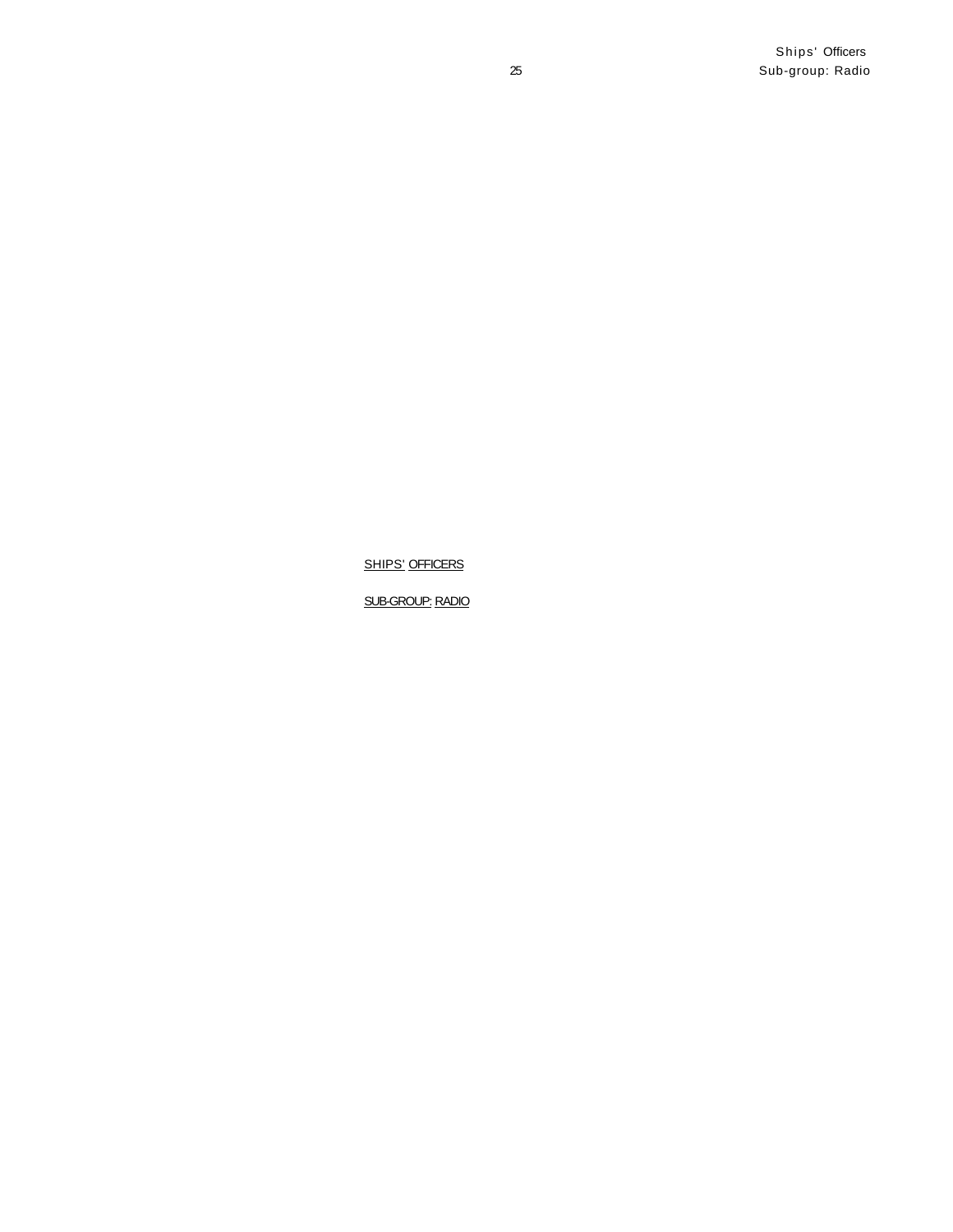SHIPS' OFFICERS

SUB-GROUP: RADIO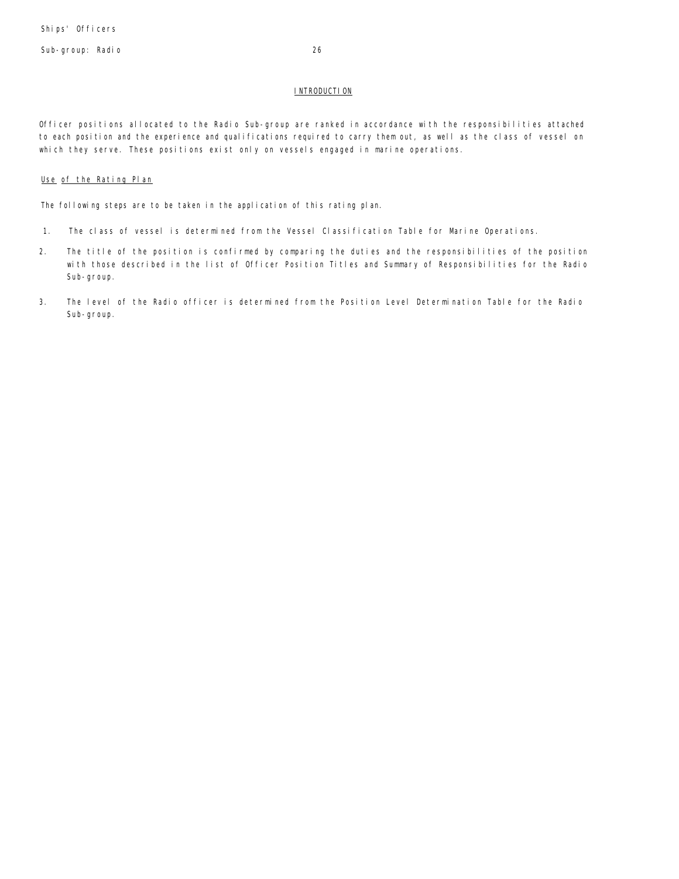## INTRODUCTION

Officer positions allocated to the Radio Sub-group are ranked in accordance with the responsibilities attached to each position and the experience and qualifications required to carry them out, as well as the class of vessel on which they serve. These positions exist only on vessels engaged in marine operations.

### Use of the Rating Plan

The following steps are to be taken in the application of this rating plan.

1. The class of vessel is determined from the Vessel Classification Table for Marine Operations.
2. The title of the position is confirmed by comparing the duties and the responsibilities of the position with those described in the list of Officer Position Titles and Summary of Responsibilities for the Radio Sub-group.
3. The level of the Radio officer is determined from the Position Level Determination Table for the Radio Sub-group.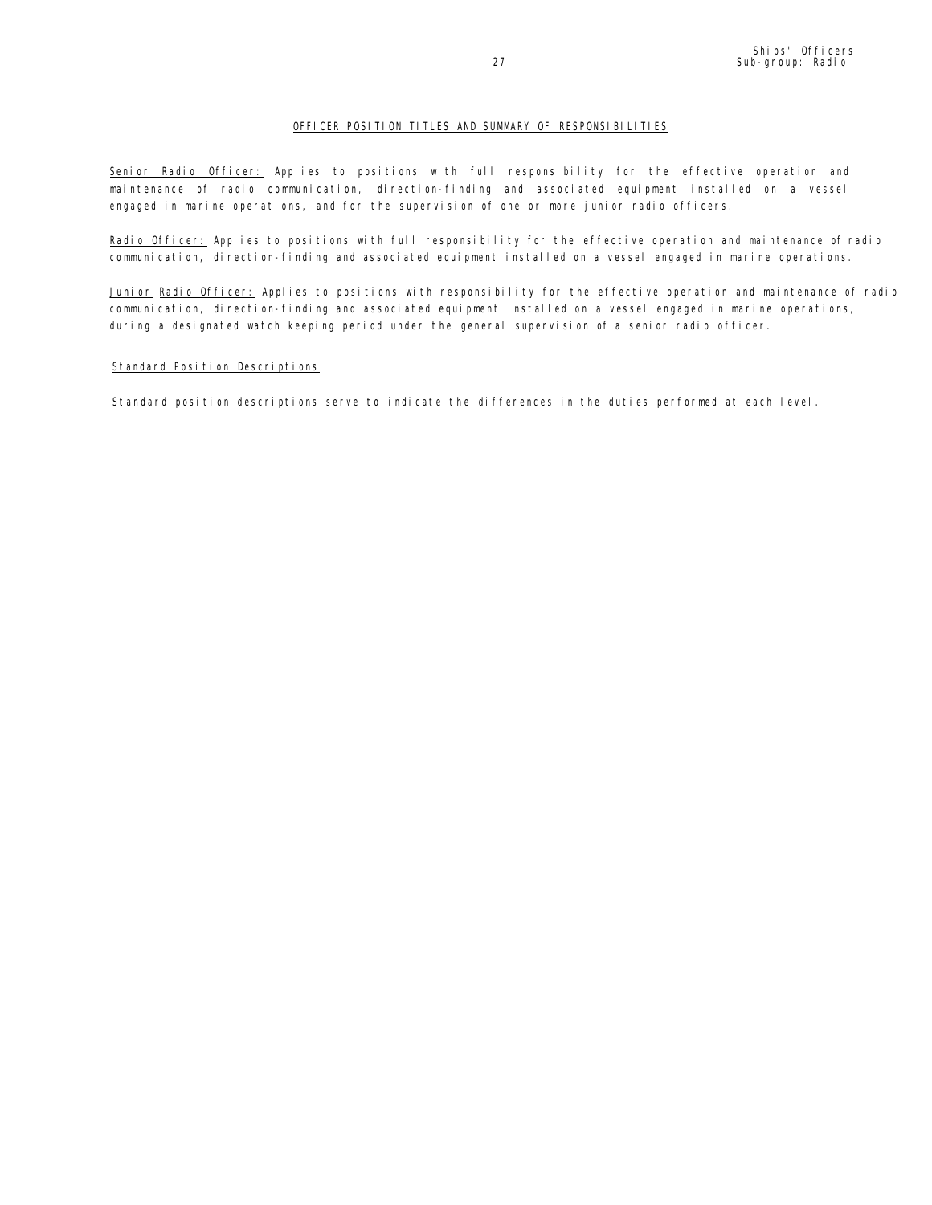## OFFICER POSITION TITLES AND SUMMARY OF RESPONSIBILITIES

Senior Radio Officer: Applies to positions with full responsibility for the effective operation and maintenance of radio communication, direction-finding and associated equipment installed on a vessel engaged in marine operations, and for the supervision of one or more junior radio officers.

Radio Officer: Applies to positions with full responsibility for the effective operation and maintenance of radio communication, direction-finding and associated equipment installed on a vessel engaged in marine operations.

Junior Radio Officer: Applies to positions with responsibility for the effective operation and maintenance of radio communication, direction-finding and associated equipment installed on a vessel engaged in marine operations, during a designated watch keeping period under the general supervision of a senior radio officer.

### Standard Position Descriptions

Standard position descriptions serve to indicate the differences in the duties performed at each level.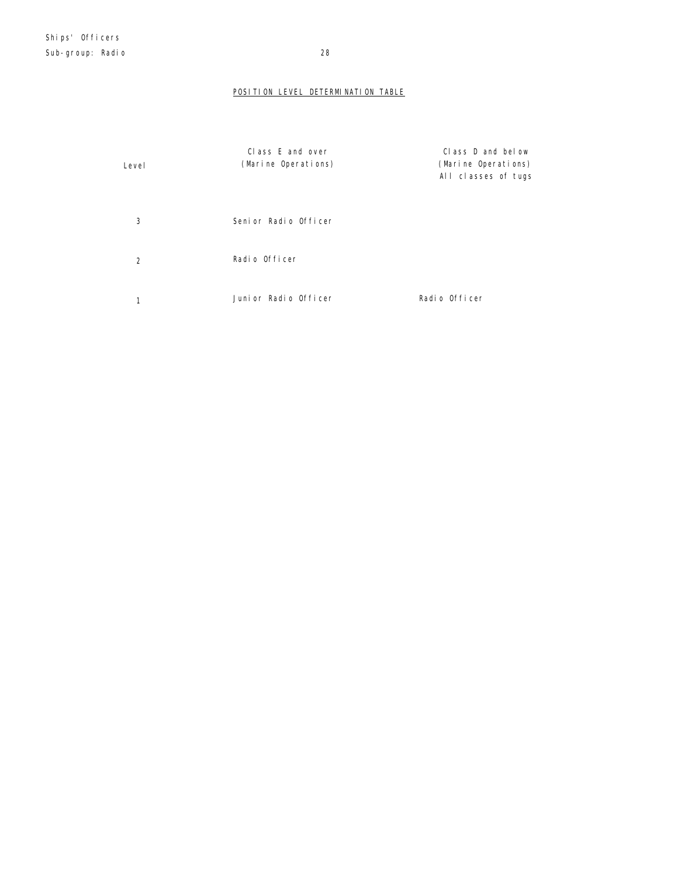## POSITION LEVEL DETERMINATION TABLE

| Level | Class E and over (Marine Operations) | Class D and below (Marine Operations) All classes of tugs |
|---|---|---|
| 3 | Senior Radio Officer | |
| 2 | Radio Officer | |
| 1 | Junior Radio Officer | Radio Officer |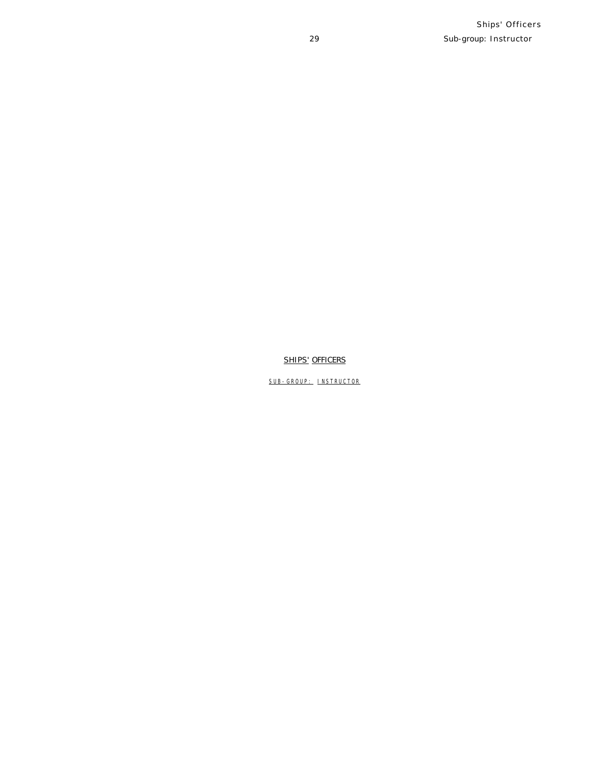# SHIPS' OFFICERS

## SUB-GROUP: INSTRUCTOR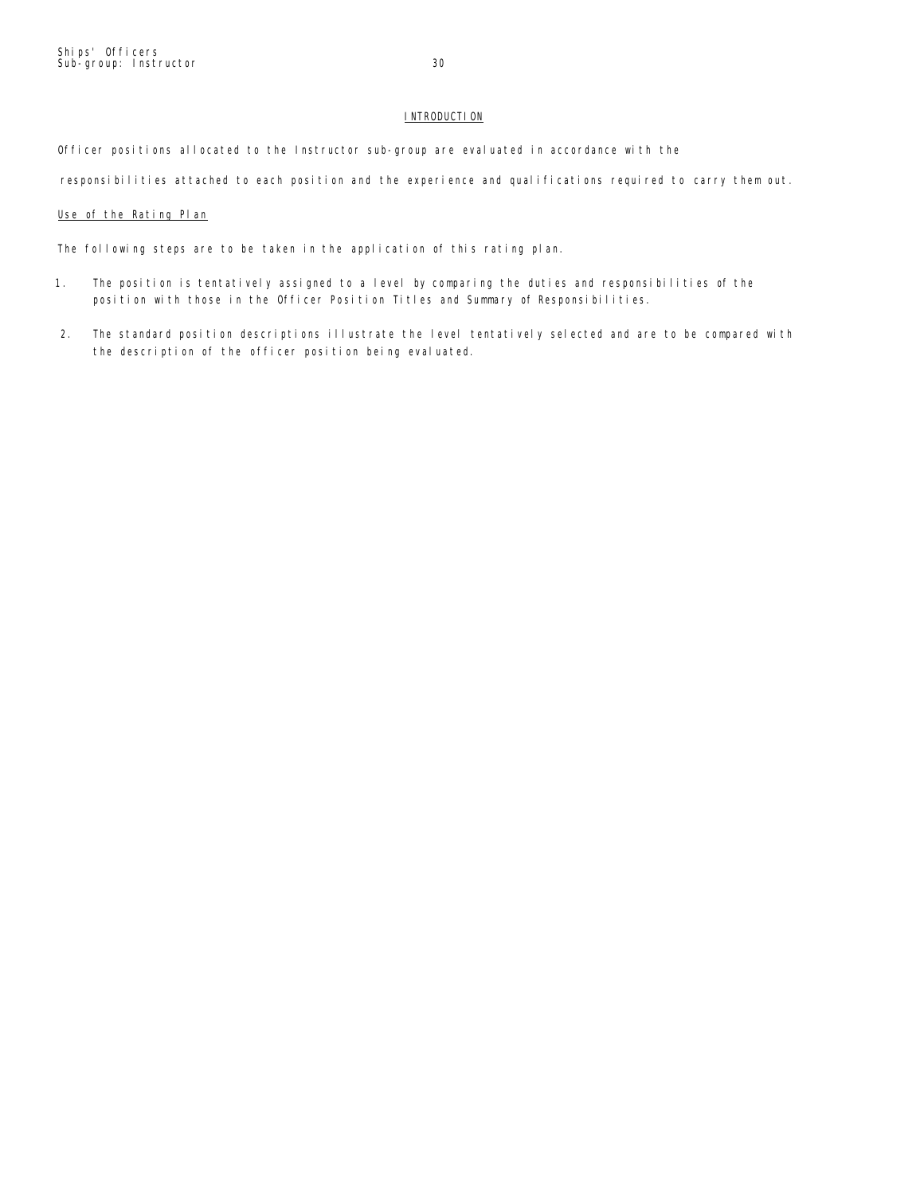## INTRODUCTION

Officer positions allocated to the Instructor sub-group are evaluated in accordance with the responsibilities attached to each position and the experience and qualifications required to carry them out.

### Use of the Rating Plan

The following steps are to be taken in the application of this rating plan.

1. The position is tentatively assigned to a level by comparing the duties and responsibilities of the position with those in the Officer Position Titles and Summary of Responsibilities.

2. The standard position descriptions illustrate the level tentatively selected and are to be compared with the description of the officer position being evaluated.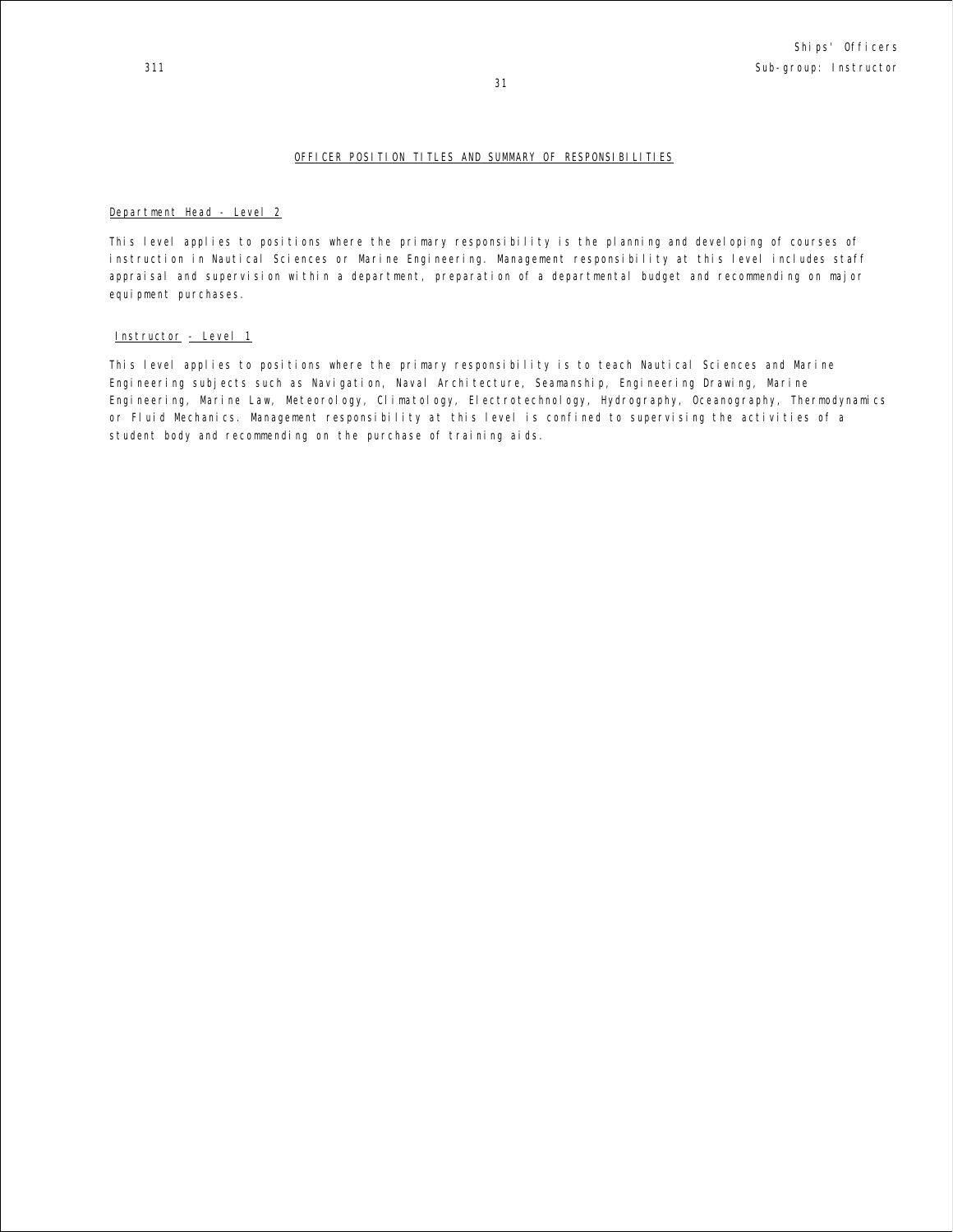## OFFICER POSITION TITLES AND SUMMARY OF RESPONSIBILITIES

### Department Head - Level 2

This level applies to positions where the primary responsibility is the planning and developing of courses of instruction in Nautical Sciences or Marine Engineering. Management responsibility at this level includes staff appraisal and supervision within a department, preparation of a departmental budget and recommending on major equipment purchases.

### Instructor - Level 1

This level applies to positions where the primary responsibility is to teach Nautical Sciences and Marine Engineering subjects such as Navigation, Naval Architecture, Seamanship, Engineering Drawing, Marine Engineering, Marine Law, Meteorology, Climatology, Electrotechnology, Hydrography, Oceanography, Thermodynamics or Fluid Mechanics. Management responsibility at this level is confined to supervising the activities of a student body and recommending on the purchase of training aids.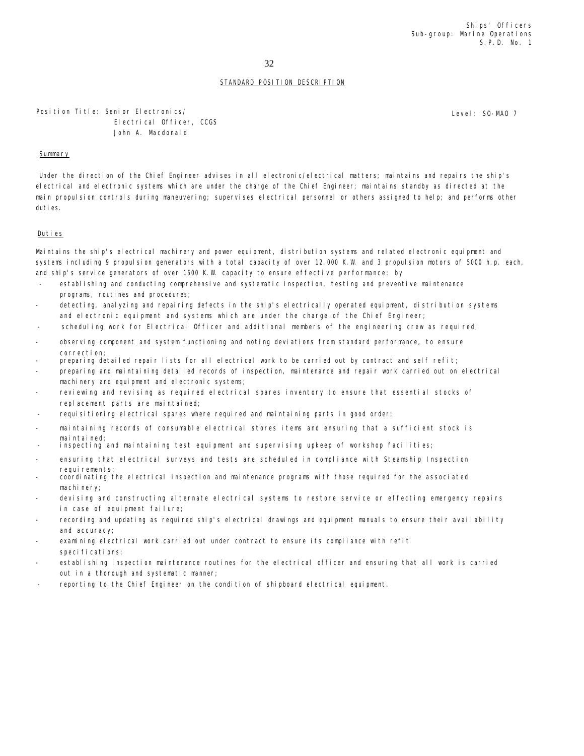Ships' Officers
Sub-group: Marine Operations
S.P.D. No. 1

## STANDARD POSITION DESCRIPTION

Position Title: Senior Electronics/ Electrical Officer, CCGS John A. Macdonald

Level: SO-MAO 7

### Summary

Under the direction of the Chief Engineer advises in all electronic/electrical matters; maintains and repairs the ship's electrical and electronic systems which are under the charge of the Chief Engineer; maintains standby as directed at the main propulsion controls during maneuvering; supervises electrical personnel or others assigned to help; and performs other duties.

### Duties

Maintains the ship's electrical machinery and power equipment, distribution systems and related electronic equipment and systems including 9 propulsion generators with a total capacity of over 12,000 K.W. and 3 propulsion motors of 5000 h.p. each, and ship's service generators of over 1500 K.W. capacity to ensure effective performance: by

- establishing and conducting comprehensive and systematic inspection, testing and preventive maintenance programs, routines and procedures;
- detecting, analyzing and repairing defects in the ship's electrically operated equipment, distribution systems and electronic equipment and systems which are under the charge of the Chief Engineer;
- scheduling work for Electrical Officer and additional members of the engineering crew as required;
- observing component and system functioning and noting deviations from standard performance, to ensure correction;
- preparing detailed repair lists for all electrical work to be carried out by contract and self refit;
- preparing and maintaining detailed records of inspection, maintenance and repair work carried out on electrical machinery and equipment and electronic systems;
- reviewing and revising as required electrical spares inventory to ensure that essential stocks of replacement parts are maintained;
- requisitioning electrical spares where required and maintaining parts in good order;
- maintaining records of consumable electrical stores items and ensuring that a sufficient stock is maintained;
- inspecting and maintaining test equipment and supervising upkeep of workshop facilities;
- ensuring that electrical surveys and tests are scheduled in compliance with Steamship Inspection requirements;
- coordinating the electrical inspection and maintenance programs with those required for the associated machinery;
- devising and constructing alternate electrical systems to restore service or effecting emergency repairs in case of equipment failure;
- recording and updating as required ship's electrical drawings and equipment manuals to ensure their availability and accuracy;
- examining electrical work carried out under contract to ensure its compliance with refit specifications;
- establishing inspection maintenance routines for the electrical officer and ensuring that all work is carried out in a thorough and systematic manner;
- reporting to the Chief Engineer on the condition of shipboard electrical equipment.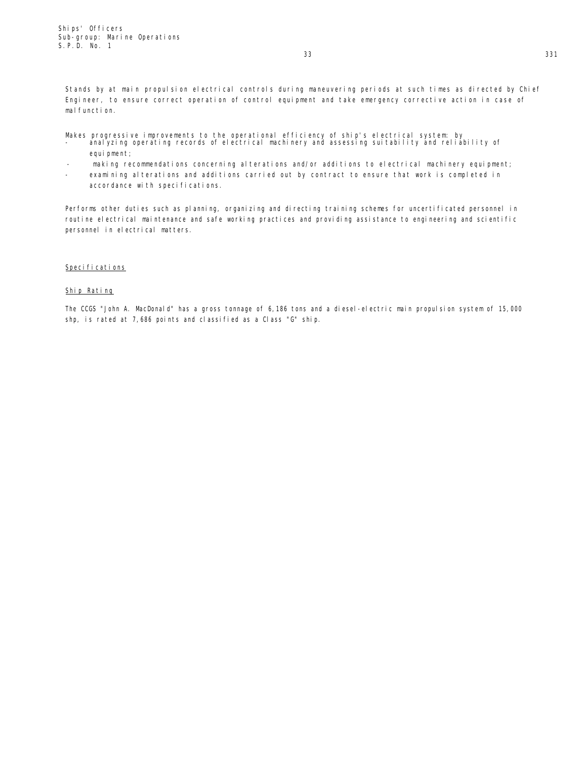Stands by at main propulsion electrical controls during maneuvering periods at such times as directed by Chief Engineer, to ensure correct operation of control equipment and take emergency corrective action in case of malfunction.

Makes progressive improvements to the operational efficiency of ship's electrical system: by

- analyzing operating records of electrical machinery and assessing suitability and reliability of equipment;
- making recommendations concerning alterations and/or additions to electrical machinery equipment;
- examining alterations and additions carried out by contract to ensure that work is completed in accordance with specifications.

Performs other duties such as planning, organizing and directing training schemes for uncertificated personnel in routine electrical maintenance and safe working practices and providing assistance to engineering and scientific personnel in electrical matters.

## Specifications

### Ship Rating

The CCGS "John A. MacDonald" has a gross tonnage of 6,186 tons and a diesel-electric main propulsion system of 15,000 shp, is rated at 7,686 points and classified as a Class "G" ship.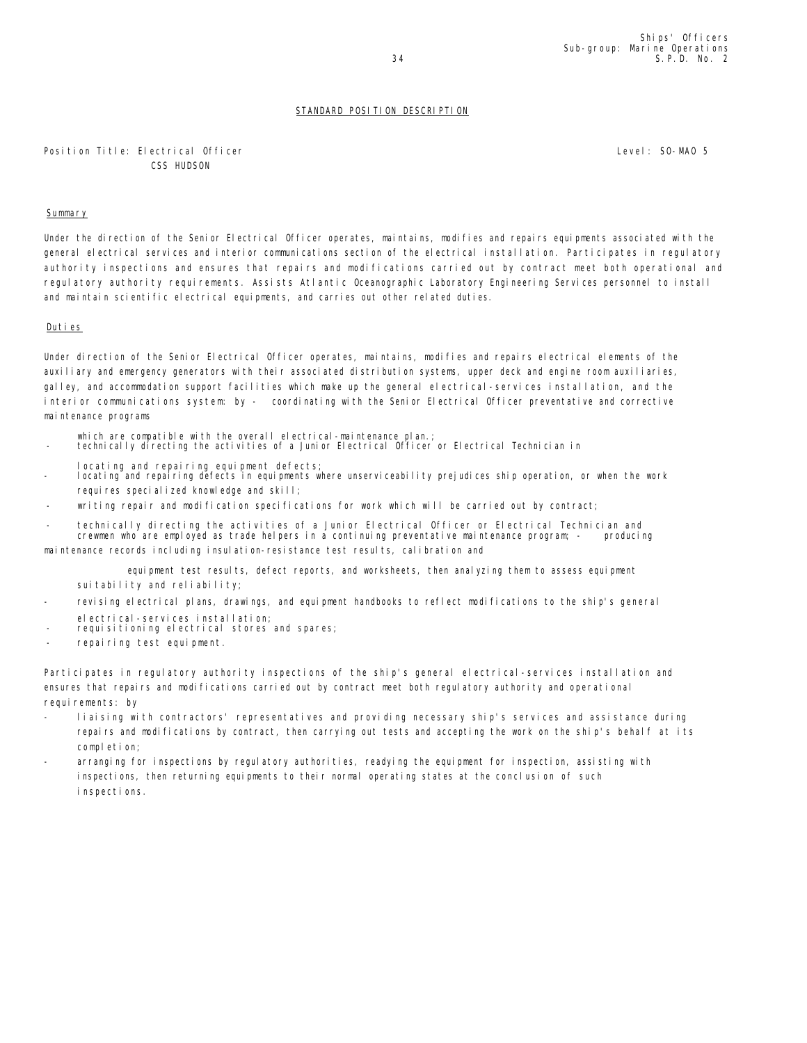STANDARD POSITION DESCRIPTION

Position Title: Electrical Officer
CSS HUDSON

Level: SO-MAO 5

Summary

Under the direction of the Senior Electrical Officer operates, maintains, modifies and repairs equipments associated with the general electrical services and interior communications section of the electrical installation. Participates in regulatory authority inspections and ensures that repairs and modifications carried out by contract meet both operational and regulatory authority requirements. Assists Atlantic Oceanographic Laboratory Engineering Services personnel to install and maintain scientific electrical equipments, and carries out other related duties.

Duties

Under direction of the Senior Electrical Officer operates, maintains, modifies and repairs electrical elements of the auxiliary and emergency generators with their associated distribution systems, upper deck and engine room auxiliaries, galley, and accommodation support facilities which make up the general electrical-services installation, and the interior communications system: by -

- coordinating with the Senior Electrical Officer preventative and corrective maintenance programs which are compatible with the overall electrical-maintenance plan.;
- technically directing the activities of a Junior Electrical Officer or Electrical Technician in locating and repairing equipment defects;
- locating and repairing defects in equipments where unserviceability prejudices ship operation, or when the work requires specialized knowledge and skill;
- writing repair and modification specifications for work which will be carried out by contract;
- technically directing the activities of a Junior Electrical Officer or Electrical Technician and crewmen who are employed as trade helpers in a continuing preventative maintenance program;
- producing maintenance records including insulation-resistance test results, calibration and equipment test results, defect reports, and worksheets, then analyzing them to assess equipment suitability and reliability;
- revising electrical plans, drawings, and equipment handbooks to reflect modifications to the ship's general electrical-services installation;
- requisitioning electrical stores and spares;
- repairing test equipment.

Participates in regulatory authority inspections of the ship's general electrical-services installation and ensures that repairs and modifications carried out by contract meet both regulatory authority and operational requirements: by

- liaising with contractors' representatives and providing necessary ship's services and assistance during repairs and modifications by contract, then carrying out tests and accepting the work on the ship's behalf at its completion;
- arranging for inspections by regulatory authorities, readying the equipment for inspection, assisting with inspections, then returning equipments to their normal operating states at the conclusion of such inspections.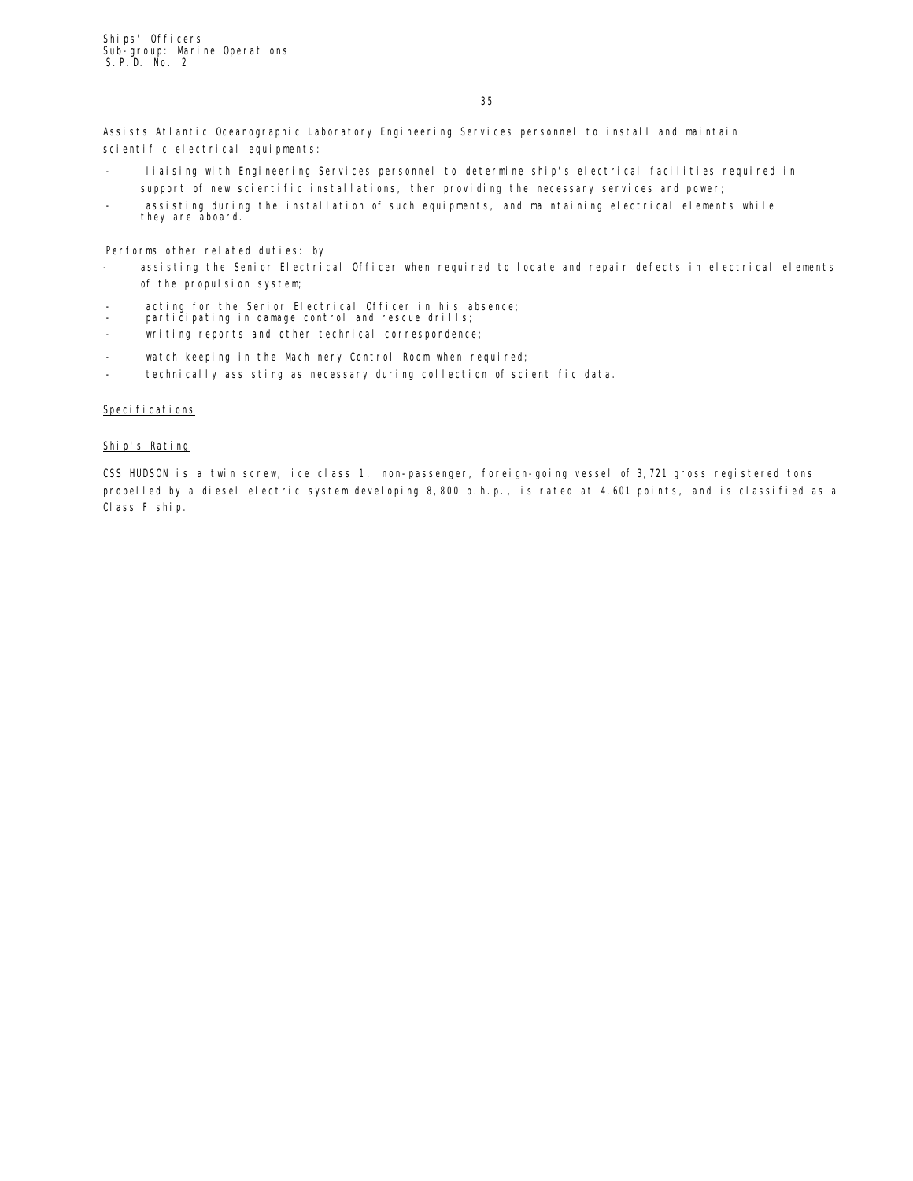Assists Atlantic Oceanographic Laboratory Engineering Services personnel to install and maintain scientific electrical equipments:

- liaising with Engineering Services personnel to determine ship's electrical facilities required in support of new scientific installations, then providing the necessary services and power;
- assisting during the installation of such equipments, and maintaining electrical elements while they are aboard.

Performs other related duties: by

- assisting the Senior Electrical Officer when required to locate and repair defects in electrical elements of the propulsion system;
- acting for the Senior Electrical Officer in his absence;
- participating in damage control and rescue drills;
- writing reports and other technical correspondence;
- watch keeping in the Machinery Control Room when required;
- technically assisting as necessary during collection of scientific data.

Specifications

Ship's Rating

CSS HUDSON is a twin screw, ice class 1, non-passenger, foreign-going vessel of 3,721 gross registered tons propelled by a diesel electric system developing 8,800 b.h.p., is rated at 4,601 points, and is classified as a Class F ship.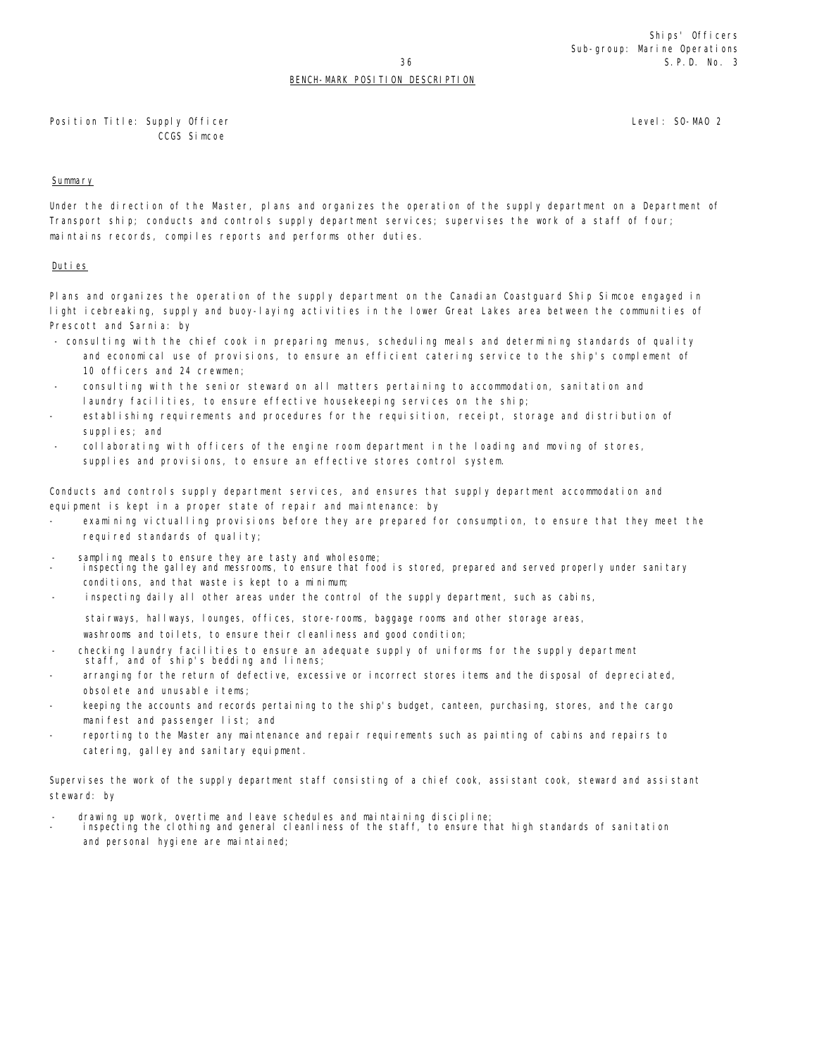Ships' Officers
Sub-group: Marine Operations
S.P.D. No. 3

BENCH-MARK POSITION DESCRIPTION

Position Title: Supply Officer
CCGS Simcoe

Level: SO-MAO 2

Summary

Under the direction of the Master, plans and organizes the operation of the supply department on a Department of Transport ship; conducts and controls supply department services; supervises the work of a staff of four; maintains records, compiles reports and performs other duties.

Duties

Plans and organizes the operation of the supply department on the Canadian Coastguard Ship Simcoe engaged in light icebreaking, supply and buoy-laying activities in the lower Great Lakes area between the communities of Prescott and Sarnia: by

- consulting with the chief cook in preparing menus, scheduling meals and determining standards of quality and economical use of provisions, to ensure an efficient catering service to the ship's complement of 10 officers and 24 crewmen;
- consulting with the senior steward on all matters pertaining to accommodation, sanitation and laundry facilities, to ensure effective housekeeping services on the ship;
- establishing requirements and procedures for the requisition, receipt, storage and distribution of supplies; and
- collaborating with officers of the engine room department in the loading and moving of stores, supplies and provisions, to ensure an effective stores control system.

Conducts and controls supply department services, and ensures that supply department accommodation and equipment is kept in a proper state of repair and maintenance: by

- examining victualling provisions before they are prepared for consumption, to ensure that they meet the required standards of quality;
- sampling meals to ensure they are tasty and wholesome;
- inspecting the galley and messrooms, to ensure that food is stored, prepared and served properly under sanitary conditions, and that waste is kept to a minimum;
- inspecting daily all other areas under the control of the supply department, such as cabins, stairways, hallways, lounges, offices, store-rooms, baggage rooms and other storage areas, washrooms and toilets, to ensure their cleanliness and good condition;
- checking laundry facilities to ensure an adequate supply of uniforms for the supply department staff, and of ship's bedding and linens;
- arranging for the return of defective, excessive or incorrect stores items and the disposal of depreciated, obsolete and unusable items;
- keeping the accounts and records pertaining to the ship's budget, canteen, purchasing, stores, and the cargo manifest and passenger list; and
- reporting to the Master any maintenance and repair requirements such as painting of cabins and repairs to catering, galley and sanitary equipment.

Supervises the work of the supply department staff consisting of a chief cook, assistant cook, steward and assistant steward: by

- drawing up work, overtime and leave schedules and maintaining discipline;
- inspecting the clothing and general cleanliness of the staff, to ensure that high standards of sanitation and personal hygiene are maintained;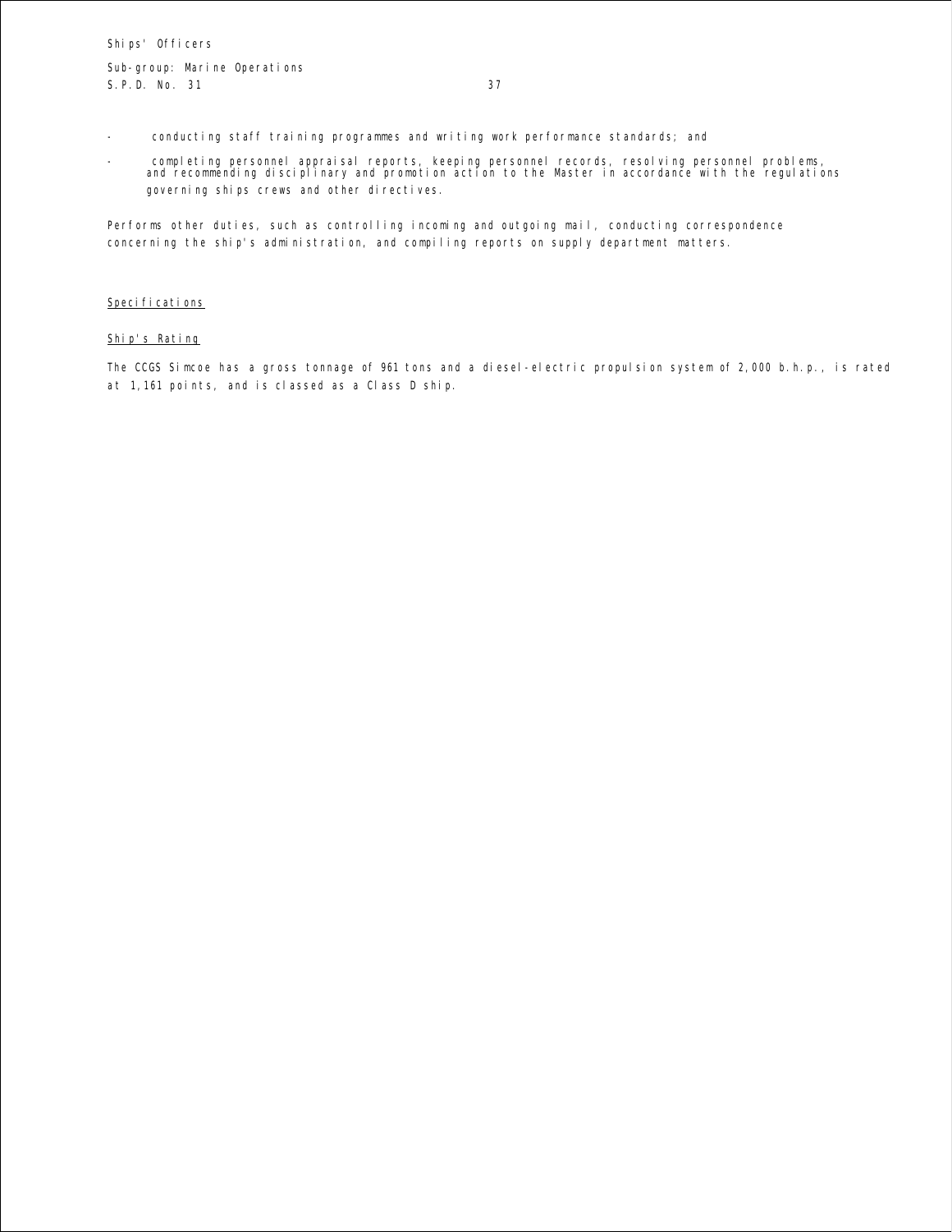- conducting staff training programmes and writing work performance standards; and

- completing personnel appraisal reports, keeping personnel records, resolving personnel problems, and recommending disciplinary and promotion action to the Master in accordance with the regulations governing ships crews and other directives.

Performs other duties, such as controlling incoming and outgoing mail, conducting correspondence concerning the ship's administration, and compiling reports on supply department matters.

## Specifications

### Ship's Rating

The CCGS Simcoe has a gross tonnage of 961 tons and a diesel-electric propulsion system of 2,000 b.h.p., is rated at 1,161 points, and is classed as a Class D ship.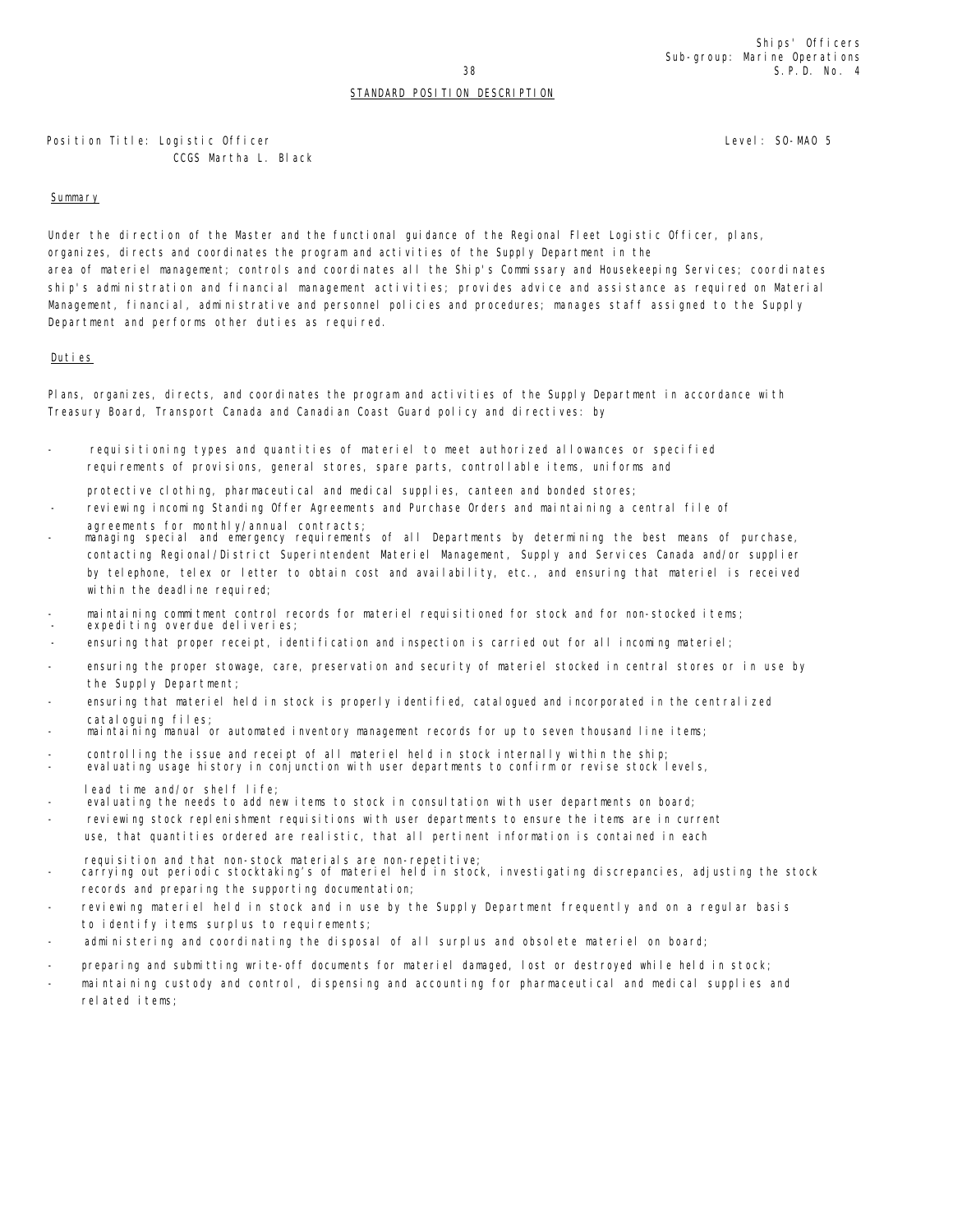## STANDARD POSITION DESCRIPTION

Position Title: Logistic Officer
CCGS Martha L. Black

Level: SO-MAO 5

### Summary

Under the direction of the Master and the functional guidance of the Regional Fleet Logistic Officer, plans, organizes, directs and coordinates the program and activities of the Supply Department in the area of materiel management; controls and coordinates all the Ship's Commissary and Housekeeping Services; coordinates ship's administration and financial management activities; provides advice and assistance as required on Material Management, financial, administrative and personnel policies and procedures; manages staff assigned to the Supply Department and performs other duties as required.

### Duties

Plans, organizes, directs, and coordinates the program and activities of the Supply Department in accordance with Treasury Board, Transport Canada and Canadian Coast Guard policy and directives: by

- requisitioning types and quantities of materiel to meet authorized allowances or specified requirements of provisions, general stores, spare parts, controllable items, uniforms and protective clothing, pharmaceutical and medical supplies, canteen and bonded stores;
- reviewing incoming Standing Offer Agreements and Purchase Orders and maintaining a central file of agreements for monthly/annual contracts;
- managing special and emergency requirements of all Departments by determining the best means of purchase, contacting Regional/District Superintendent Materiel Management, Supply and Services Canada and/or supplier by telephone, telex or letter to obtain cost and availability, etc., and ensuring that materiel is received within the deadline required;
- maintaining commitment control records for materiel requisitioned for stock and for non-stocked items;
- expediting overdue deliveries;
- ensuring that proper receipt, identification and inspection is carried out for all incoming materiel;
- ensuring the proper stowage, care, preservation and security of materiel stocked in central stores or in use by the Supply Department;
- ensuring that materiel held in stock is properly identified, catalogued and incorporated in the centralized cataloguing files;
- maintaining manual or automated inventory management records for up to seven thousand line items;
- controlling the issue and receipt of all materiel held in stock internally within the ship;
- evaluating usage history in conjunction with user departments to confirm or revise stock levels, lead time and/or shelf life;
- evaluating the needs to add new items to stock in consultation with user departments on board;
- reviewing stock replenishment requisitions with user departments to ensure the items are in current use, that quantities ordered are realistic, that all pertinent information is contained in each requisition and that non-stock materials are non-repetitive;
- carrying out periodic stocktaking's of materiel held in stock, investigating discrepancies, adjusting the stock records and preparing the supporting documentation;
- reviewing materiel held in stock and in use by the Supply Department frequently and on a regular basis to identify items surplus to requirements;
- administering and coordinating the disposal of all surplus and obsolete materiel on board;
- preparing and submitting write-off documents for materiel damaged, lost or destroyed while held in stock;
- maintaining custody and control, dispensing and accounting for pharmaceutical and medical supplies and related items;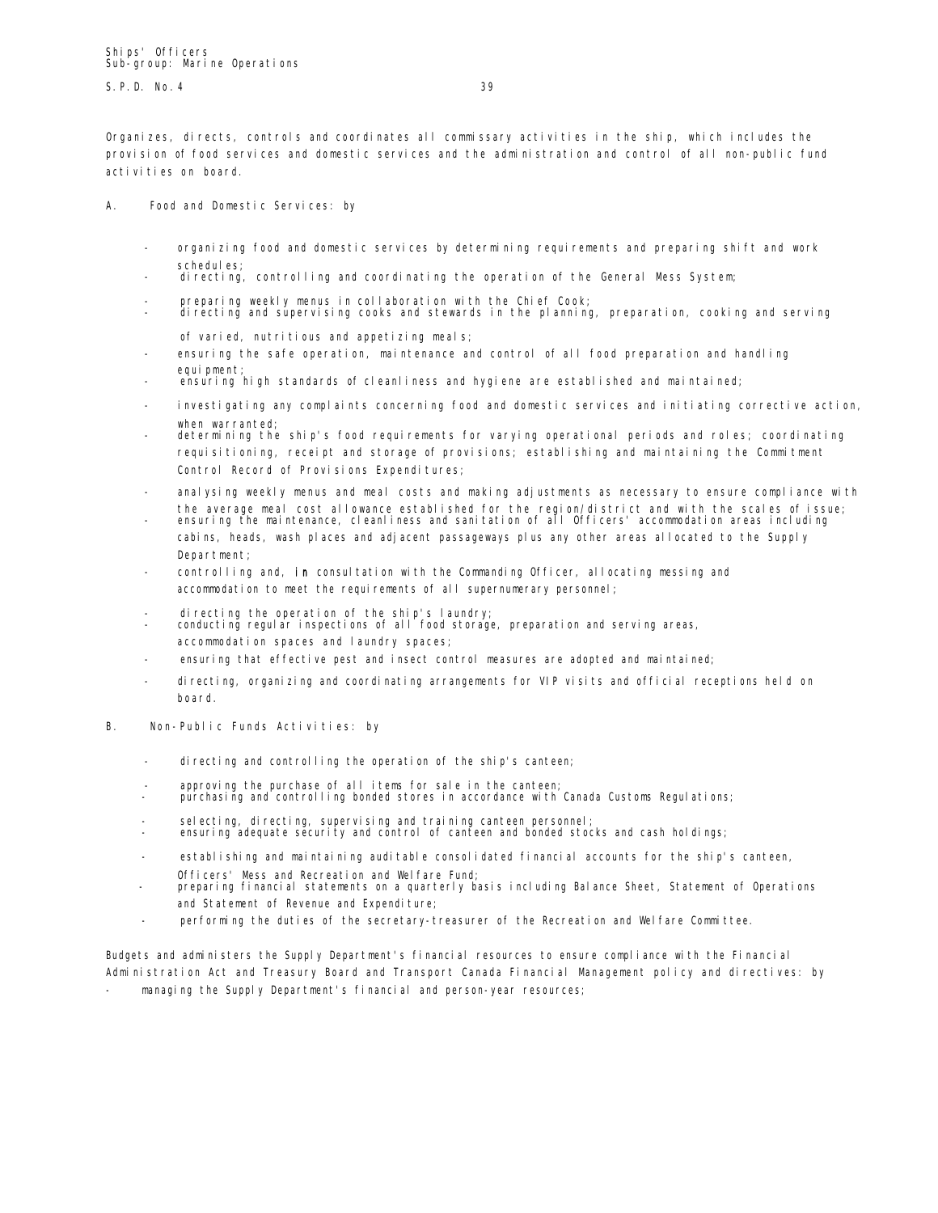Organizes, directs, controls and coordinates all commissary activities in the ship, which includes the provision of food services and domestic services and the administration and control of all non-public fund activities on board.

A. Food and Domestic Services: by

- organizing food and domestic services by determining requirements and preparing shift and work schedules;
- directing, controlling and coordinating the operation of the General Mess System;
- preparing weekly menus in collaboration with the Chief Cook;
- directing and supervising cooks and stewards in the planning, preparation, cooking and serving of varied, nutritious and appetizing meals;
- ensuring the safe operation, maintenance and control of all food preparation and handling equipment;
- ensuring high standards of cleanliness and hygiene are established and maintained;
- investigating any complaints concerning food and domestic services and initiating corrective action, when warranted;
- determining the ship's food requirements for varying operational periods and roles; coordinating requisitioning, receipt and storage of provisions; establishing and maintaining the Commitment Control Record of Provisions Expenditures;
- analysing weekly menus and meal costs and making adjustments as necessary to ensure compliance with the average meal cost allowance established for the region/district and with the scales of issue;
- ensuring the maintenance, cleanliness and sanitation of all Officers' accommodation areas including cabins, heads, wash places and adjacent passageways plus any other areas allocated to the Supply Department;
- controlling and, in consultation with the Commanding Officer, allocating messing and accommodation to meet the requirements of all supernumerary personnel;
- directing the operation of the ship's laundry;
- conducting regular inspections of all food storage, preparation and serving areas, accommodation spaces and laundry spaces;
- ensuring that effective pest and insect control measures are adopted and maintained;
- directing, organizing and coordinating arrangements for VIP visits and official receptions held on board.

B. Non-Public Funds Activities: by

- directing and controlling the operation of the ship's canteen;
- approving the purchase of all items for sale in the canteen;
- purchasing and controlling bonded stores in accordance with Canada Customs Regulations;
- selecting, directing, supervising and training canteen personnel;
- ensuring adequate security and control of canteen and bonded stocks and cash holdings;
- establishing and maintaining auditable consolidated financial accounts for the ship's canteen, Officers' Mess and Recreation and Welfare Fund;
- preparing financial statements on a quarterly basis including Balance Sheet, Statement of Operations and Statement of Revenue and Expenditure;
- performing the duties of the secretary-treasurer of the Recreation and Welfare Committee.

Budgets and administers the Supply Department's financial resources to ensure compliance with the Financial Administration Act and Treasury Board and Transport Canada Financial Management policy and directives: by

- managing the Supply Department's financial and person-year resources;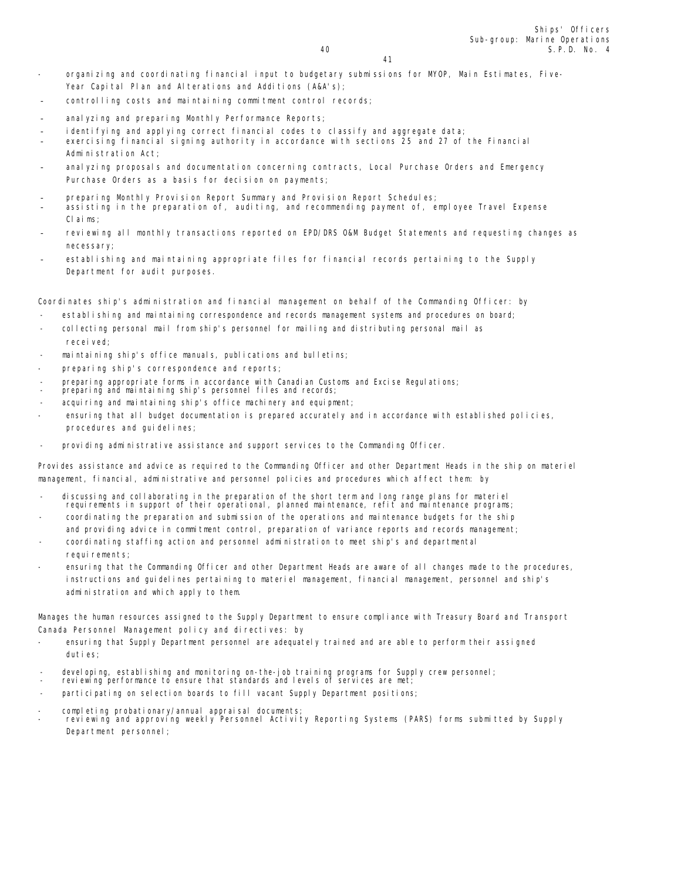- organizing and coordinating financial input to budgetary submissions for MYOP, Main Estimates, Five-Year Capital Plan and Alterations and Additions (A&A's);
- controlling costs and maintaining commitment control records;
- analyzing and preparing Monthly Performance Reports;
- identifying and applying correct financial codes to classify and aggregate data;
- exercising financial signing authority in accordance with sections 25 and 27 of the Financial Administration Act;
- analyzing proposals and documentation concerning contracts, Local Purchase Orders and Emergency Purchase Orders as a basis for decision on payments;
- preparing Monthly Provision Report Summary and Provision Report Schedules;
- assisting in the preparation of, auditing, and recommending payment of, employee Travel Expense Claims;
- reviewing all monthly transactions reported on EPD/DRS O&M Budget Statements and requesting changes as necessary;
- establishing and maintaining appropriate files for financial records pertaining to the Supply Department for audit purposes.

Coordinates ship's administration and financial management on behalf of the Commanding Officer: by

- establishing and maintaining correspondence and records management systems and procedures on board;
- collecting personal mail from ship's personnel for mailing and distributing personal mail as received;
- maintaining ship's office manuals, publications and bulletins;
- preparing ship's correspondence and reports;
- preparing appropriate forms in accordance with Canadian Customs and Excise Regulations;
- preparing and maintaining ship's personnel files and records;
- acquiring and maintaining ship's office machinery and equipment;
- ensuring that all budget documentation is prepared accurately and in accordance with established policies, procedures and guidelines;
- providing administrative assistance and support services to the Commanding Officer.

Provides assistance and advice as required to the Commanding Officer and other Department Heads in the ship on materiel management, financial, administrative and personnel policies and procedures which affect them: by

- discussing and collaborating in the preparation of the short term and long range plans for materiel requirements in support of their operational, planned maintenance, refit and maintenance programs;
- coordinating the preparation and submission of the operations and maintenance budgets for the ship and providing advice in commitment control, preparation of variance reports and records management;
- coordinating staffing action and personnel administration to meet ship's and departmental requirements;
- ensuring that the Commanding Officer and other Department Heads are aware of all changes made to the procedures, instructions and guidelines pertaining to materiel management, financial management, personnel and ship's administration and which apply to them.

Manages the human resources assigned to the Supply Department to ensure compliance with Treasury Board and Transport Canada Personnel Management policy and directives: by

- ensuring that Supply Department personnel are adequately trained and are able to perform their assigned duties;
- developing, establishing and monitoring on-the-job training programs for Supply crew personnel;
- reviewing performance to ensure that standards and levels of services are met;
- participating on selection boards to fill vacant Supply Department positions;
- completing probationary/annual appraisal documents;
- reviewing and approving weekly Personnel Activity Reporting Systems (PARS) forms submitted by Supply Department personnel;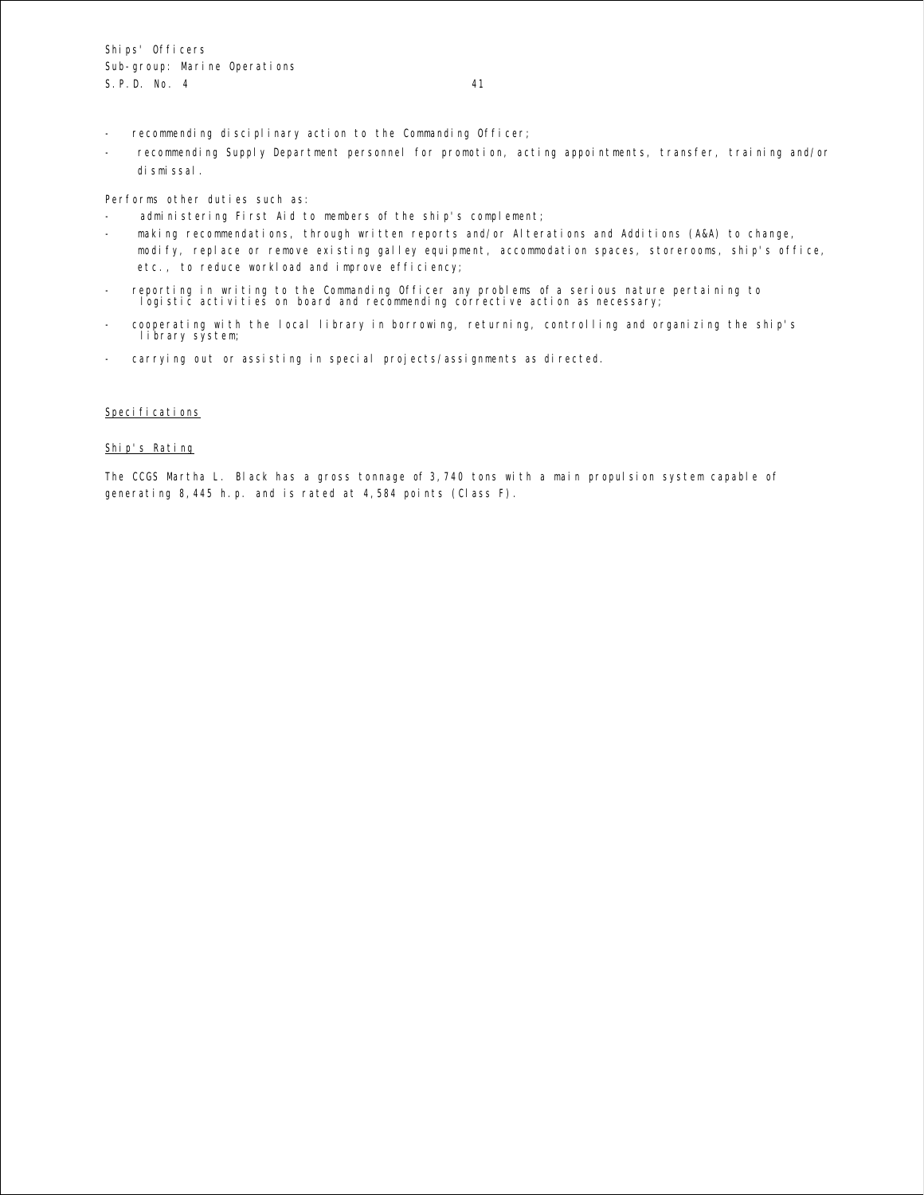- recommending disciplinary action to the Commanding Officer;
- recommending Supply Department personnel for promotion, acting appointments, transfer, training and/or dismissal.

Performs other duties such as:

- administering First Aid to members of the ship's complement;
- making recommendations, through written reports and/or Alterations and Additions (A&A) to change, modify, replace or remove existing galley equipment, accommodation spaces, storerooms, ship's office, etc., to reduce workload and improve efficiency;
- reporting in writing to the Commanding Officer any problems of a serious nature pertaining to logistic activities on board and recommending corrective action as necessary;
- cooperating with the local library in borrowing, returning, controlling and organizing the ship's library system;
- carrying out or assisting in special projects/assignments as directed.

Specifications

Ship's Rating

The CCGS Martha L. Black has a gross tonnage of 3,740 tons with a main propulsion system capable of generating 8,445 h.p. and is rated at 4,584 points (Class F).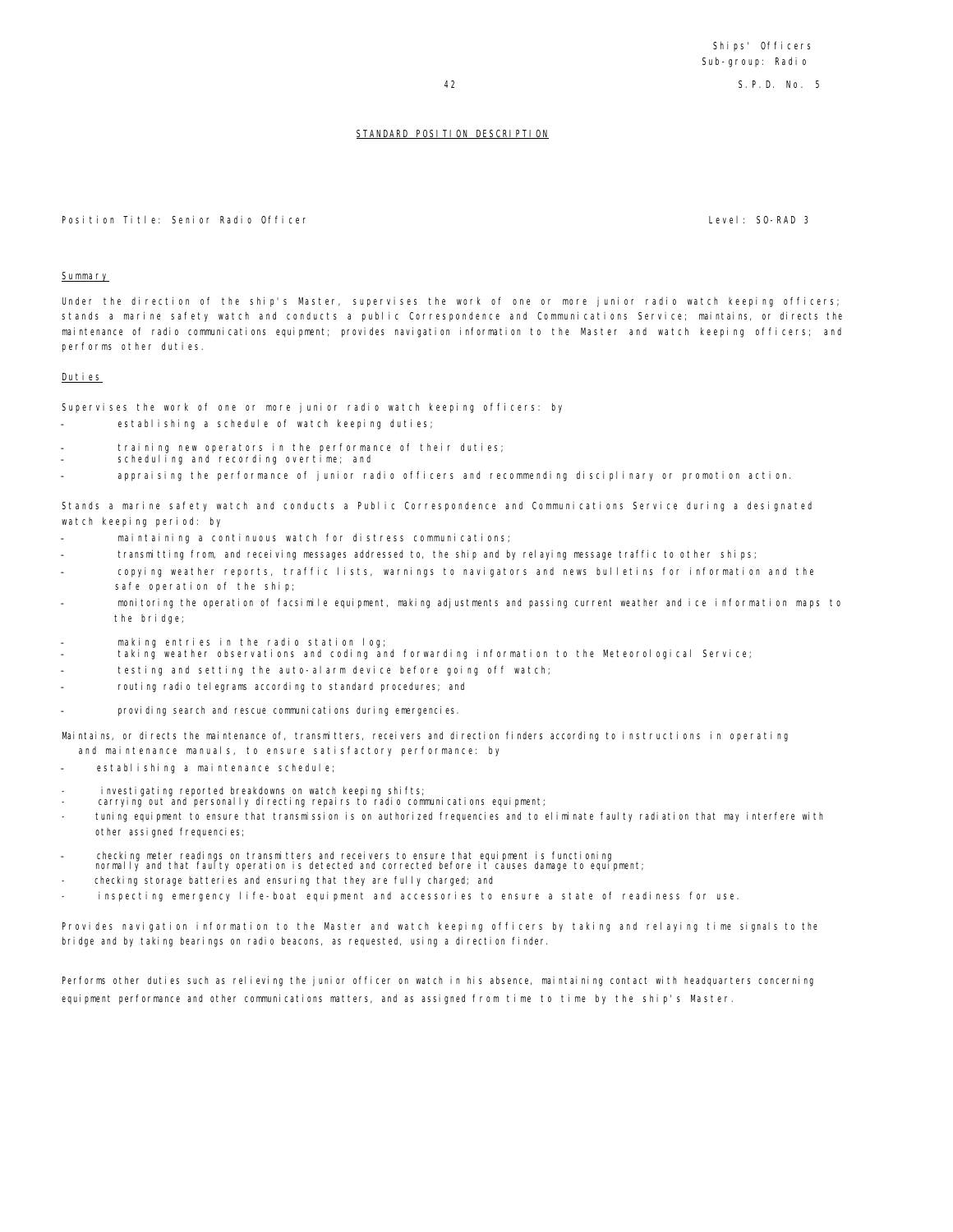Ships' Officers
Sub-group: Radio

S.P.D. No. 5

STANDARD POSITION DESCRIPTION

Position Title: Senior Radio Officer

Level: SO-RAD 3

## Summary

Under the direction of the ship's Master, supervises the work of one or more junior radio watch keeping officers; stands a marine safety watch and conducts a public Correspondence and Communications Service; maintains, or directs the maintenance of radio communications equipment; provides navigation information to the Master and watch keeping officers; and performs other duties.

## Duties

Supervises the work of one or more junior radio watch keeping officers: by

- establishing a schedule of watch keeping duties;
- training new operators in the performance of their duties;
- scheduling and recording overtime; and
- appraising the performance of junior radio officers and recommending disciplinary or promotion action.

Stands a marine safety watch and conducts a Public Correspondence and Communications Service during a designated watch keeping period: by

- maintaining a continuous watch for distress communications;
- transmitting from, and receiving messages addressed to, the ship and by relaying message traffic to other ships;
- copying weather reports, traffic lists, warnings to navigators and news bulletins for information and the safe operation of the ship;
- monitoring the operation of facsimile equipment, making adjustments and passing current weather and ice information maps to the bridge;
- making entries in the radio station log;
- taking weather observations and coding and forwarding information to the Meteorological Service;
- testing and setting the auto-alarm device before going off watch;
- routing radio telegrams according to standard procedures; and
- providing search and rescue communications during emergencies.

Maintains, or directs the maintenance of, transmitters, receivers and direction finders according to instructions in operating and maintenance manuals, to ensure satisfactory performance: by

- establishing a maintenance schedule;
- investigating reported breakdowns on watch keeping shifts;
- carrying out and personally directing repairs to radio communications equipment;
- tuning equipment to ensure that transmission is on authorized frequencies and to eliminate faulty radiation that may interfere with other assigned frequencies;
- checking meter readings on transmitters and receivers to ensure that equipment is functioning normally and that faulty operation is detected and corrected before it causes damage to equipment;
- checking storage batteries and ensuring that they are fully charged; and
- inspecting emergency life-boat equipment and accessories to ensure a state of readiness for use.

Provides navigation information to the Master and watch keeping officers by taking and relaying time signals to the bridge and by taking bearings on radio beacons, as requested, using a direction finder.

Performs other duties such as relieving the junior officer on watch in his absence, maintaining contact with headquarters concerning equipment performance and other communications matters, and as assigned from time to time by the ship's Master.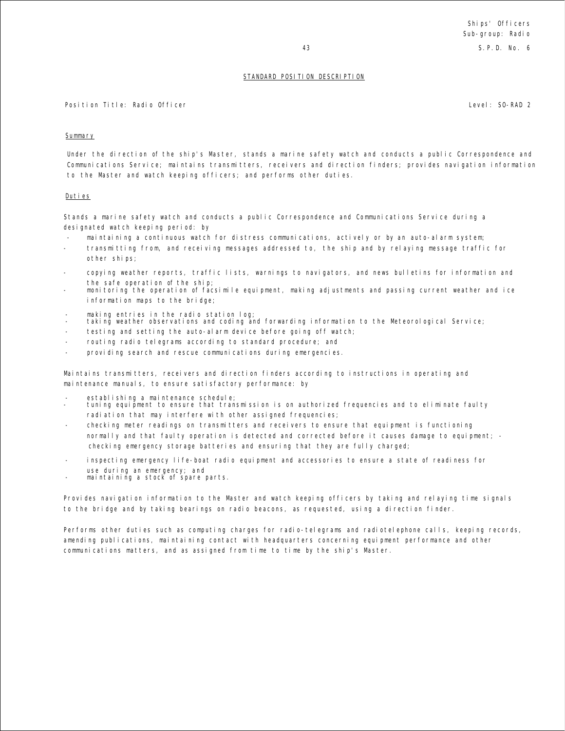Ships' Officers
Sub-group: Radio
S.P.D. No. 6

STANDARD POSITION DESCRIPTION

Position Title: Radio Officer

Level: SO-RAD 2

Summary

Under the direction of the ship's Master, stands a marine safety watch and conducts a public Correspondence and Communications Service; maintains transmitters, receivers and direction finders; provides navigation information to the Master and watch keeping officers; and performs other duties.

Duties

Stands a marine safety watch and conducts a public Correspondence and Communications Service during a designated watch keeping period: by

- maintaining a continuous watch for distress communications, actively or by an auto-alarm system;
- transmitting from, and receiving messages addressed to, the ship and by relaying message traffic for other ships;
- copying weather reports, traffic lists, warnings to navigators, and news bulletins for information and the safe operation of the ship;
- monitoring the operation of facsimile equipment, making adjustments and passing current weather and ice information maps to the bridge;
- making entries in the radio station log;
- taking weather observations and coding and forwarding information to the Meteorological Service;
- testing and setting the auto-alarm device before going off watch;
- routing radio telegrams according to standard procedure; and
- providing search and rescue communications during emergencies.

Maintains transmitters, receivers and direction finders according to instructions in operating and maintenance manuals, to ensure satisfactory performance: by

- establishing a maintenance schedule;
- tuning equipment to ensure that transmission is on authorized frequencies and to eliminate faulty radiation that may interfere with other assigned frequencies;
- checking meter readings on transmitters and receivers to ensure that equipment is functioning normally and that faulty operation is detected and corrected before it causes damage to equipment; - checking emergency storage batteries and ensuring that they are fully charged;
- inspecting emergency life-boat radio equipment and accessories to ensure a state of readiness for use during an emergency; and
- maintaining a stock of spare parts.

Provides navigation information to the Master and watch keeping officers by taking and relaying time signals to the bridge and by taking bearings on radio beacons, as requested, using a direction finder.

Performs other duties such as computing charges for radio-telegrams and radiotelephone calls, keeping records, amending publications, maintaining contact with headquarters concerning equipment performance and other communications matters, and as assigned from time to time by the ship's Master.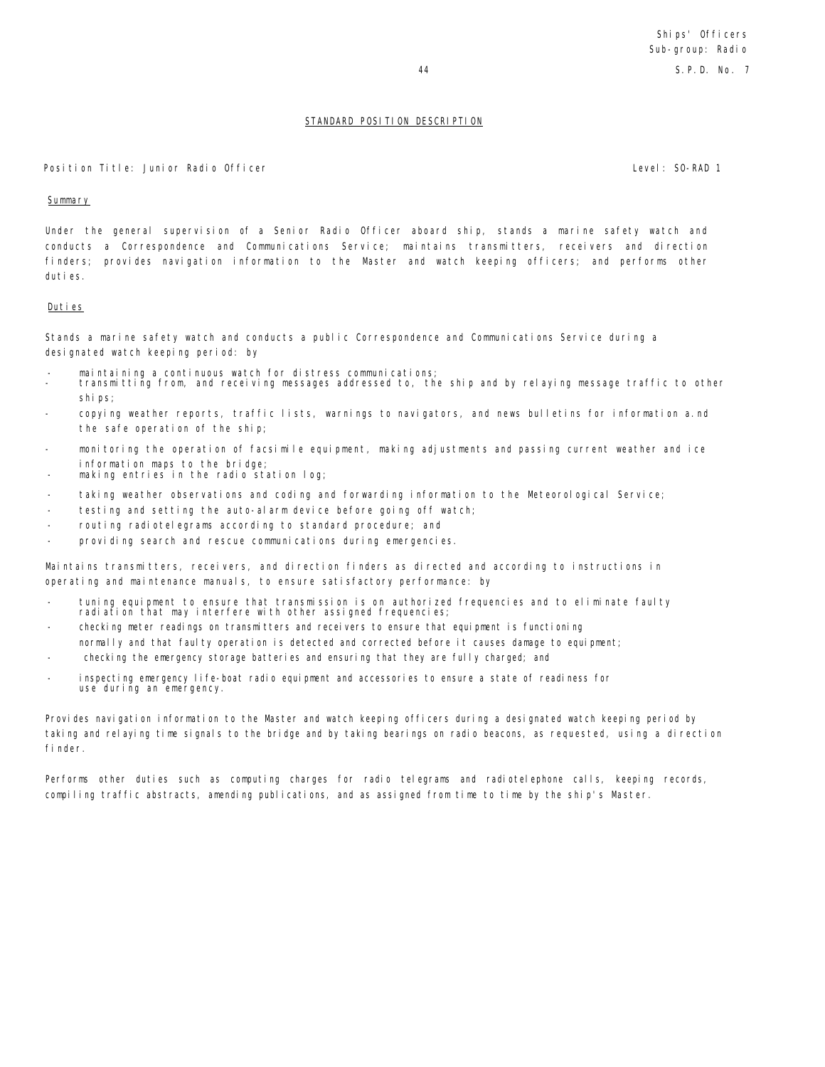## STANDARD POSITION DESCRIPTION

Position Title: Junior Radio Officer

Level: SO-RAD 1

### Summary

Under the general supervision of a Senior Radio Officer aboard ship, stands a marine safety watch and conducts a Correspondence and Communications Service; maintains transmitters, receivers and direction finders; provides navigation information to the Master and watch keeping officers; and performs other duties.

### Duties

Stands a marine safety watch and conducts a public Correspondence and Communications Service during a designated watch keeping period: by

- maintaining a continuous watch for distress communications;
- transmitting from, and receiving messages addressed to, the ship and by relaying message traffic to other ships;
- copying weather reports, traffic lists, warnings to navigators, and news bulletins for information a.nd the safe operation of the ship;
- monitoring the operation of facsimile equipment, making adjustments and passing current weather and ice information maps to the bridge;
- making entries in the radio station log;
- taking weather observations and coding and forwarding information to the Meteorological Service;
- testing and setting the auto-alarm device before going off watch;
- routing radiotelegrams according to standard procedure; and
- providing search and rescue communications during emergencies.

Maintains transmitters, receivers, and direction finders as directed and according to instructions in operating and maintenance manuals, to ensure satisfactory performance: by

- tuning equipment to ensure that transmission is on authorized frequencies and to eliminate faulty radiation that may interfere with other assigned frequencies;
- checking meter readings on transmitters and receivers to ensure that equipment is functioning normally and that faulty operation is detected and corrected before it causes damage to equipment;
- checking the emergency storage batteries and ensuring that they are fully charged; and
- inspecting emergency life-boat radio equipment and accessories to ensure a state of readiness for use during an emergency.

Provides navigation information to the Master and watch keeping officers during a designated watch keeping period by taking and relaying time signals to the bridge and by taking bearings on radio beacons, as requested, using a direction finder.

Performs other duties such as computing charges for radio telegrams and radiotelephone calls, keeping records, compiling traffic abstracts, amending publications, and as assigned from time to time by the ship's Master.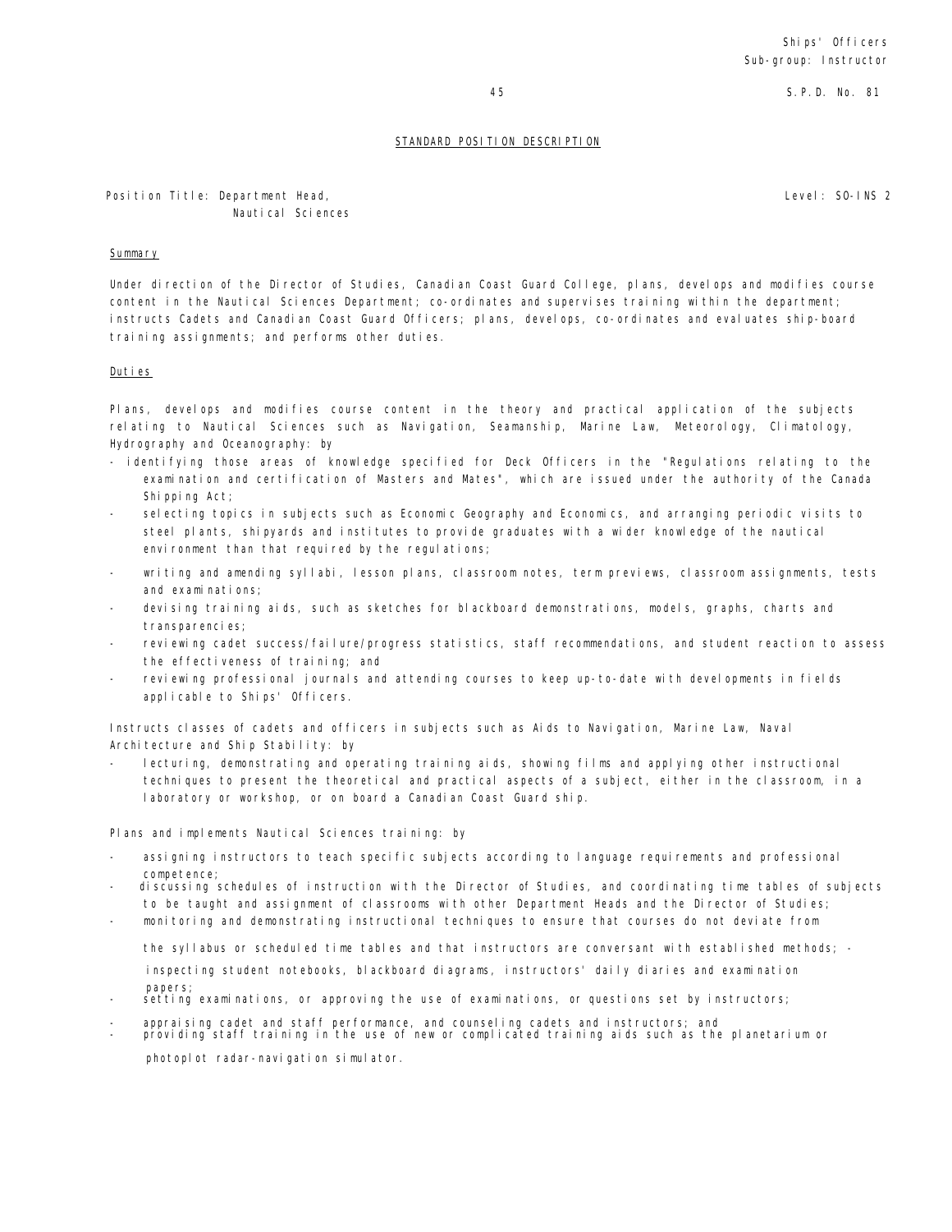## STANDARD POSITION DESCRIPTION

Position Title: Department Head, Nautical Sciences

Level: SO-INS 2

S.P.D. No. 81

### Summary

Under direction of the Director of Studies, Canadian Coast Guard College, plans, develops and modifies course content in the Nautical Sciences Department; co-ordinates and supervises training within the department; instructs Cadets and Canadian Coast Guard Officers; plans, develops, co-ordinates and evaluates ship-board training assignments; and performs other duties.

### Duties

Plans, develops and modifies course content in the theory and practical application of the subjects relating to Nautical Sciences such as Navigation, Seamanship, Marine Law, Meteorology, Climatology, Hydrography and Oceanography: by

- identifying those areas of knowledge specified for Deck Officers in the "Regulations relating to the examination and certification of Masters and Mates", which are issued under the authority of the Canada Shipping Act;
- selecting topics in subjects such as Economic Geography and Economics, and arranging periodic visits to steel plants, shipyards and institutes to provide graduates with a wider knowledge of the nautical environment than that required by the regulations;
- writing and amending syllabi, lesson plans, classroom notes, term previews, classroom assignments, tests and examinations;
- devising training aids, such as sketches for blackboard demonstrations, models, graphs, charts and transparencies;
- reviewing cadet success/failure/progress statistics, staff recommendations, and student reaction to assess the effectiveness of training; and
- reviewing professional journals and attending courses to keep up-to-date with developments in fields applicable to Ships' Officers.

Instructs classes of cadets and officers in subjects such as Aids to Navigation, Marine Law, Naval Architecture and Ship Stability: by

- lecturing, demonstrating and operating training aids, showing films and applying other instructional techniques to present the theoretical and practical aspects of a subject, either in the classroom, in a laboratory or workshop, or on board a Canadian Coast Guard ship.

Plans and implements Nautical Sciences training: by

- assigning instructors to teach specific subjects according to language requirements and professional competence;
- discussing schedules of instruction with the Director of Studies, and coordinating time tables of subjects to be taught and assignment of classrooms with other Department Heads and the Director of Studies;
- monitoring and demonstrating instructional techniques to ensure that courses do not deviate from the syllabus or scheduled time tables and that instructors are conversant with established methods;
- inspecting student notebooks, blackboard diagrams, instructors' daily diaries and examination papers;
- setting examinations, or approving the use of examinations, or questions set by instructors;
- appraising cadet and staff performance, and counseling cadets and instructors; and
- providing staff training in the use of new or complicated training aids such as the planetarium or photoplot radar-navigation simulator.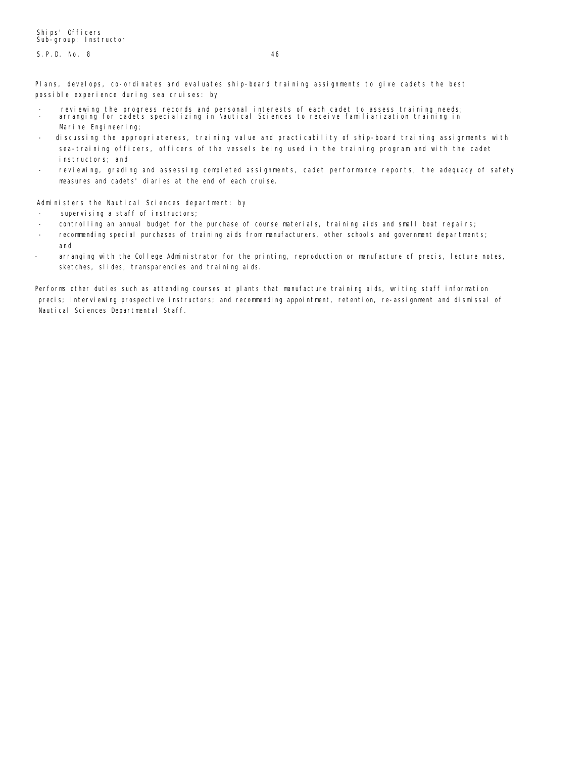Plans, develops, co-ordinates and evaluates ship-board training assignments to give cadets the best possible experience during sea cruises: by

- reviewing the progress records and personal interests of each cadet to assess training needs;
- arranging for cadets specializing in Nautical Sciences to receive familiarization training in Marine Engineering;
- discussing the appropriateness, training value and practicability of ship-board training assignments with sea-training officers, officers of the vessels being used in the training program and with the cadet instructors; and
- reviewing, grading and assessing completed assignments, cadet performance reports, the adequacy of safety measures and cadets' diaries at the end of each cruise.

Administers the Nautical Sciences department: by

- supervising a staff of instructors;
- controlling an annual budget for the purchase of course materials, training aids and small boat repairs;
- recommending special purchases of training aids from manufacturers, other schools and government departments; and
- arranging with the College Administrator for the printing, reproduction or manufacture of precis, lecture notes, sketches, slides, transparencies and training aids.

Performs other duties such as attending courses at plants that manufacture training aids, writing staff information precis; interviewing prospective instructors; and recommending appointment, retention, re-assignment and dismissal of Nautical Sciences Departmental Staff.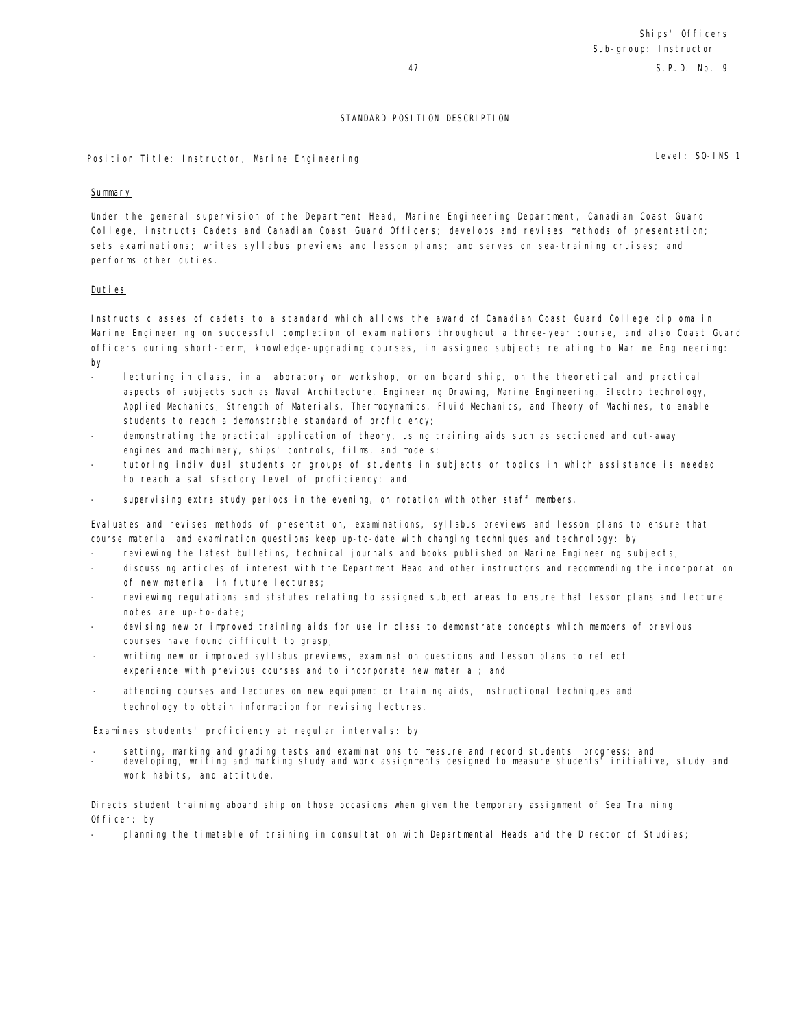## STANDARD POSITION DESCRIPTION

Position Title: Instructor, Marine Engineering

Level: SO-INS 1

### Summary

Under the general supervision of the Department Head, Marine Engineering Department, Canadian Coast Guard College, instructs Cadets and Canadian Coast Guard Officers; develops and revises methods of presentation; sets examinations; writes syllabus previews and lesson plans; and serves on sea-training cruises; and performs other duties.

### Duties

Instructs classes of cadets to a standard which allows the award of Canadian Coast Guard College diploma in Marine Engineering on successful completion of examinations throughout a three-year course, and also Coast Guard officers during short-term, knowledge-upgrading courses, in assigned subjects relating to Marine Engineering: by

- lecturing in class, in a laboratory or workshop, or on board ship, on the theoretical and practical aspects of subjects such as Naval Architecture, Engineering Drawing, Marine Engineering, Electro technology, Applied Mechanics, Strength of Materials, Thermodynamics, Fluid Mechanics, and Theory of Machines, to enable students to reach a demonstrable standard of proficiency;
- demonstrating the practical application of theory, using training aids such as sectioned and cut-away engines and machinery, ships' controls, films, and models;
- tutoring individual students or groups of students in subjects or topics in which assistance is needed to reach a satisfactory level of proficiency; and
- supervising extra study periods in the evening, on rotation with other staff members.

Evaluates and revises methods of presentation, examinations, syllabus previews and lesson plans to ensure that course material and examination questions keep up-to-date with changing techniques and technology: by

- reviewing the latest bulletins, technical journals and books published on Marine Engineering subjects;
- discussing articles of interest with the Department Head and other instructors and recommending the incorporation of new material in future lectures;
- reviewing regulations and statutes relating to assigned subject areas to ensure that lesson plans and lecture notes are up-to-date;
- devising new or improved training aids for use in class to demonstrate concepts which members of previous courses have found difficult to grasp;
- writing new or improved syllabus previews, examination questions and lesson plans to reflect experience with previous courses and to incorporate new material; and
- attending courses and lectures on new equipment or training aids, instructional techniques and technology to obtain information for revising lectures.

Examines students' proficiency at regular intervals: by

- setting, marking and grading tests and examinations to measure and record students' progress; and
- developing, writing and marking study and work assignments designed to measure students' initiative, study and work habits, and attitude.

Directs student training aboard ship on those occasions when given the temporary assignment of Sea Training Officer: by

- planning the timetable of training in consultation with Departmental Heads and the Director of Studies;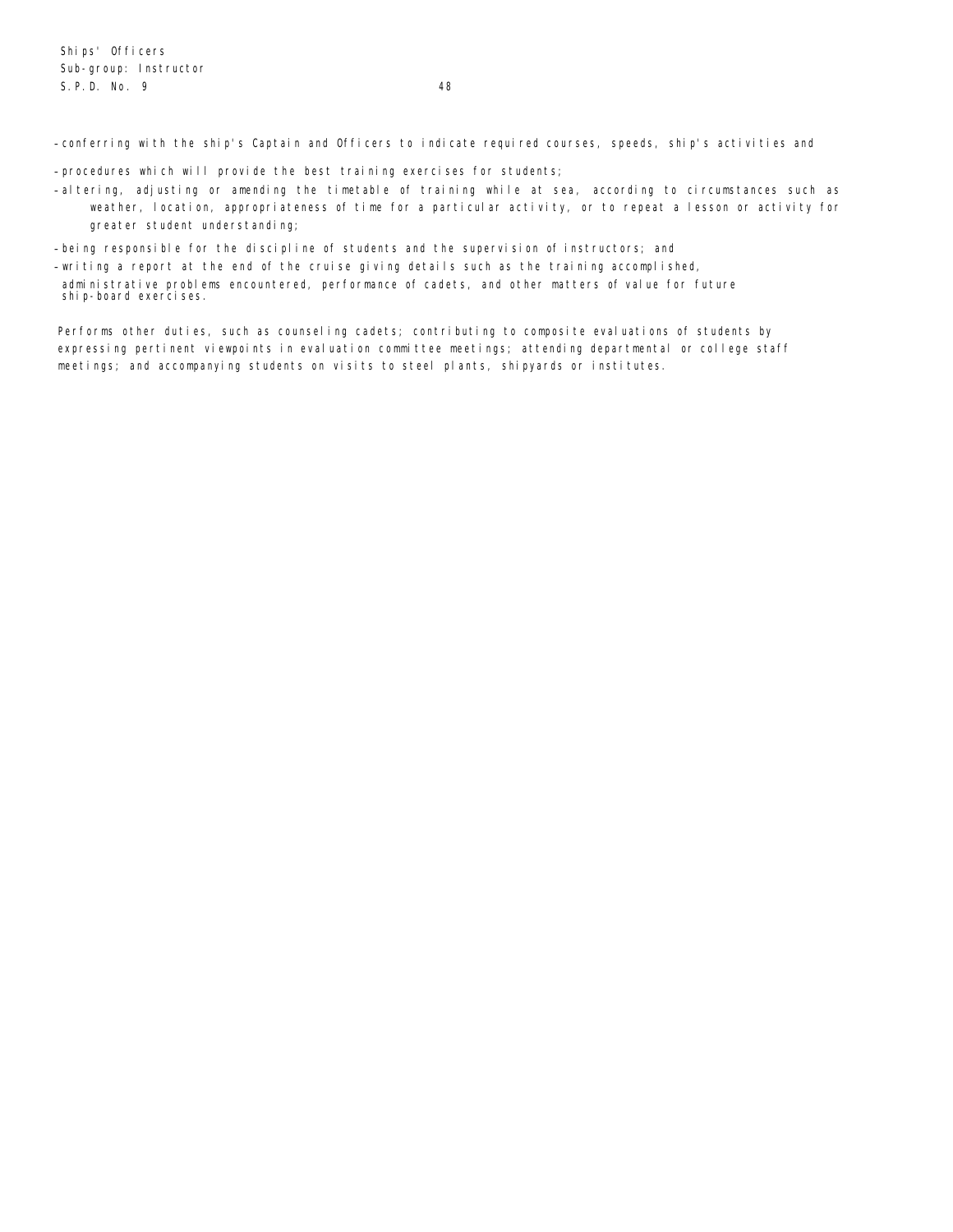-conferring with the ship's Captain and Officers to indicate required courses, speeds, ship's activities and

-procedures which will provide the best training exercises for students;

-altering, adjusting or amending the timetable of training while at sea, according to circumstances such as weather, location, appropriateness of time for a particular activity, or to repeat a lesson or activity for greater student understanding;

-being responsible for the discipline of students and the supervision of instructors; and

-writing a report at the end of the cruise giving details such as the training accomplished, administrative problems encountered, performance of cadets, and other matters of value for future ship-board exercises.

Performs other duties, such as counseling cadets; contributing to composite evaluations of students by expressing pertinent viewpoints in evaluation committee meetings; attending departmental or college staff meetings; and accompanying students on visits to steel plants, shipyards or institutes.